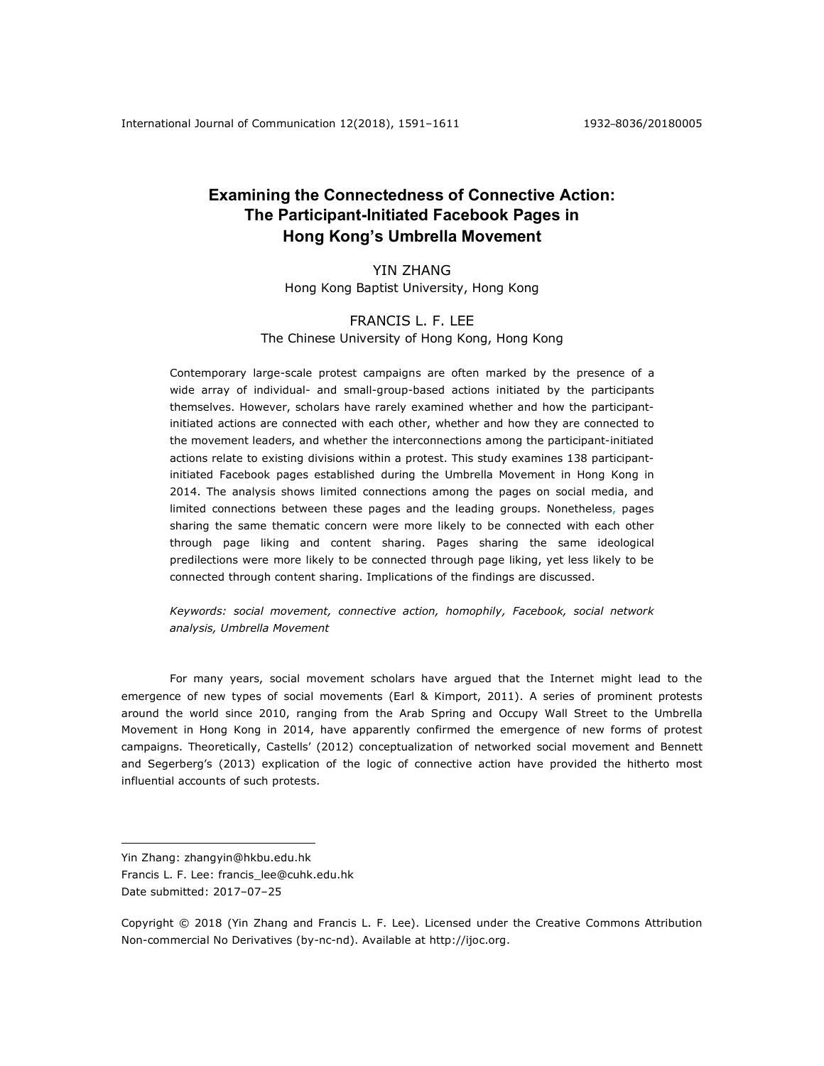# Examining the Connectedness of Connective Action: The Participant-Initiated Facebook Pages in Hong Kong's Umbrella Movement

YIN ZHANG
Hong Kong Baptist University, Hong Kong

FRANCIS L. F. LEE
The Chinese University of Hong Kong, Hong Kong

Contemporary large-scale protest campaigns are often marked by the presence of a wide array of individual- and small-group-based actions initiated by the participants themselves. However, scholars have rarely examined whether and how the participant-initiated actions are connected with each other, whether and how they are connected to the movement leaders, and whether the interconnections among the participant-initiated actions relate to existing divisions within a protest. This study examines 138 participant-initiated Facebook pages established during the Umbrella Movement in Hong Kong in 2014. The analysis shows limited connections among the pages on social media, and limited connections between these pages and the leading groups. Nonetheless, pages sharing the same thematic concern were more likely to be connected with each other through page liking and content sharing. Pages sharing the same ideological predilections were more likely to be connected through page liking, yet less likely to be connected through content sharing. Implications of the findings are discussed.

*Keywords: social movement, connective action, homophily, Facebook, social network analysis, Umbrella Movement*

For many years, social movement scholars have argued that the Internet might lead to the emergence of new types of social movements (Earl & Kimport, 2011). A series of prominent protests around the world since 2010, ranging from the Arab Spring and Occupy Wall Street to the Umbrella Movement in Hong Kong in 2014, have apparently confirmed the emergence of new forms of protest campaigns. Theoretically, Castells' (2012) conceptualization of networked social movement and Bennett and Segerberg's (2013) explication of the logic of connective action have provided the hitherto most influential accounts of such protests.

---

Yin Zhang: zhangyin@hkbu.edu.hk
Francis L. F. Lee: francis_lee@cuhk.edu.hk
Date submitted: 2017–07–25

Copyright © 2018 (Yin Zhang and Francis L. F. Lee). Licensed under the Creative Commons Attribution Non-commercial No Derivatives (by-nc-nd). Available at http://ijoc.org.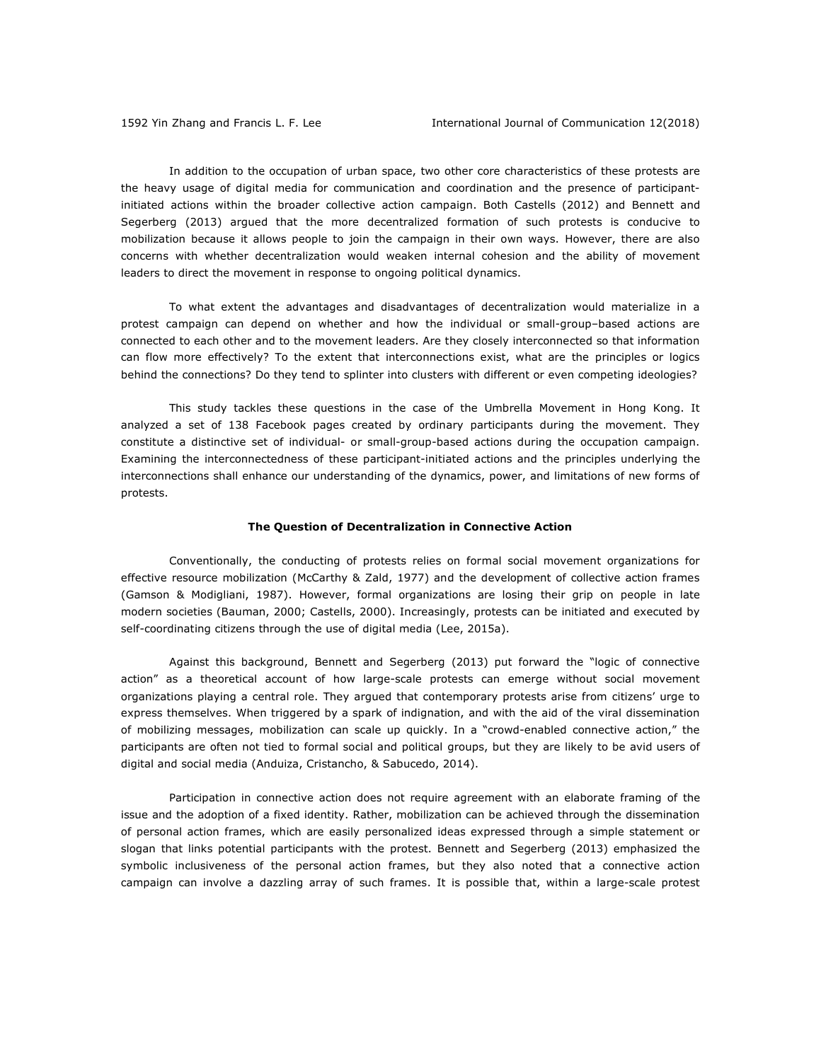In addition to the occupation of urban space, two other core characteristics of these protests are the heavy usage of digital media for communication and coordination and the presence of participant-initiated actions within the broader collective action campaign. Both Castells (2012) and Bennett and Segerberg (2013) argued that the more decentralized formation of such protests is conducive to mobilization because it allows people to join the campaign in their own ways. However, there are also concerns with whether decentralization would weaken internal cohesion and the ability of movement leaders to direct the movement in response to ongoing political dynamics.

To what extent the advantages and disadvantages of decentralization would materialize in a protest campaign can depend on whether and how the individual or small-group–based actions are connected to each other and to the movement leaders. Are they closely interconnected so that information can flow more effectively? To the extent that interconnections exist, what are the principles or logics behind the connections? Do they tend to splinter into clusters with different or even competing ideologies?

This study tackles these questions in the case of the Umbrella Movement in Hong Kong. It analyzed a set of 138 Facebook pages created by ordinary participants during the movement. They constitute a distinctive set of individual- or small-group-based actions during the occupation campaign. Examining the interconnectedness of these participant-initiated actions and the principles underlying the interconnections shall enhance our understanding of the dynamics, power, and limitations of new forms of protests.

## The Question of Decentralization in Connective Action

Conventionally, the conducting of protests relies on formal social movement organizations for effective resource mobilization (McCarthy & Zald, 1977) and the development of collective action frames (Gamson & Modigliani, 1987). However, formal organizations are losing their grip on people in late modern societies (Bauman, 2000; Castells, 2000). Increasingly, protests can be initiated and executed by self-coordinating citizens through the use of digital media (Lee, 2015a).

Against this background, Bennett and Segerberg (2013) put forward the "logic of connective action" as a theoretical account of how large-scale protests can emerge without social movement organizations playing a central role. They argued that contemporary protests arise from citizens' urge to express themselves. When triggered by a spark of indignation, and with the aid of the viral dissemination of mobilizing messages, mobilization can scale up quickly. In a "crowd-enabled connective action," the participants are often not tied to formal social and political groups, but they are likely to be avid users of digital and social media (Anduiza, Cristancho, & Sabucedo, 2014).

Participation in connective action does not require agreement with an elaborate framing of the issue and the adoption of a fixed identity. Rather, mobilization can be achieved through the dissemination of personal action frames, which are easily personalized ideas expressed through a simple statement or slogan that links potential participants with the protest. Bennett and Segerberg (2013) emphasized the symbolic inclusiveness of the personal action frames, but they also noted that a connective action campaign can involve a dazzling array of such frames. It is possible that, within a large-scale protest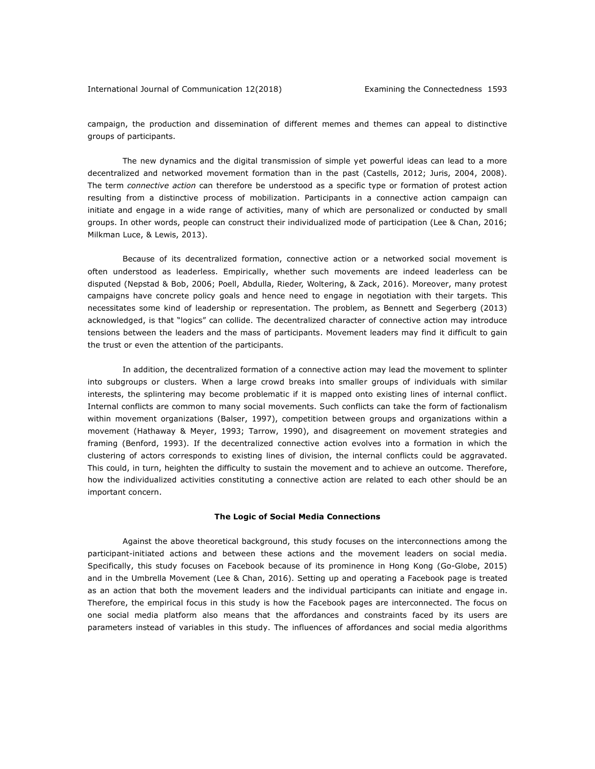campaign, the production and dissemination of different memes and themes can appeal to distinctive groups of participants.

The new dynamics and the digital transmission of simple yet powerful ideas can lead to a more decentralized and networked movement formation than in the past (Castells, 2012; Juris, 2004, 2008). The term *connective action* can therefore be understood as a specific type or formation of protest action resulting from a distinctive process of mobilization. Participants in a connective action campaign can initiate and engage in a wide range of activities, many of which are personalized or conducted by small groups. In other words, people can construct their individualized mode of participation (Lee & Chan, 2016; Milkman Luce, & Lewis, 2013).

Because of its decentralized formation, connective action or a networked social movement is often understood as leaderless. Empirically, whether such movements are indeed leaderless can be disputed (Nepstad & Bob, 2006; Poell, Abdulla, Rieder, Woltering, & Zack, 2016). Moreover, many protest campaigns have concrete policy goals and hence need to engage in negotiation with their targets. This necessitates some kind of leadership or representation. The problem, as Bennett and Segerberg (2013) acknowledged, is that "logics" can collide. The decentralized character of connective action may introduce tensions between the leaders and the mass of participants. Movement leaders may find it difficult to gain the trust or even the attention of the participants.

In addition, the decentralized formation of a connective action may lead the movement to splinter into subgroups or clusters. When a large crowd breaks into smaller groups of individuals with similar interests, the splintering may become problematic if it is mapped onto existing lines of internal conflict. Internal conflicts are common to many social movements. Such conflicts can take the form of factionalism within movement organizations (Balser, 1997), competition between groups and organizations within a movement (Hathaway & Meyer, 1993; Tarrow, 1990), and disagreement on movement strategies and framing (Benford, 1993). If the decentralized connective action evolves into a formation in which the clustering of actors corresponds to existing lines of division, the internal conflicts could be aggravated. This could, in turn, heighten the difficulty to sustain the movement and to achieve an outcome. Therefore, how the individualized activities constituting a connective action are related to each other should be an important concern.

## The Logic of Social Media Connections

Against the above theoretical background, this study focuses on the interconnections among the participant-initiated actions and between these actions and the movement leaders on social media. Specifically, this study focuses on Facebook because of its prominence in Hong Kong (Go-Globe, 2015) and in the Umbrella Movement (Lee & Chan, 2016). Setting up and operating a Facebook page is treated as an action that both the movement leaders and the individual participants can initiate and engage in. Therefore, the empirical focus in this study is how the Facebook pages are interconnected. The focus on one social media platform also means that the affordances and constraints faced by its users are parameters instead of variables in this study. The influences of affordances and social media algorithms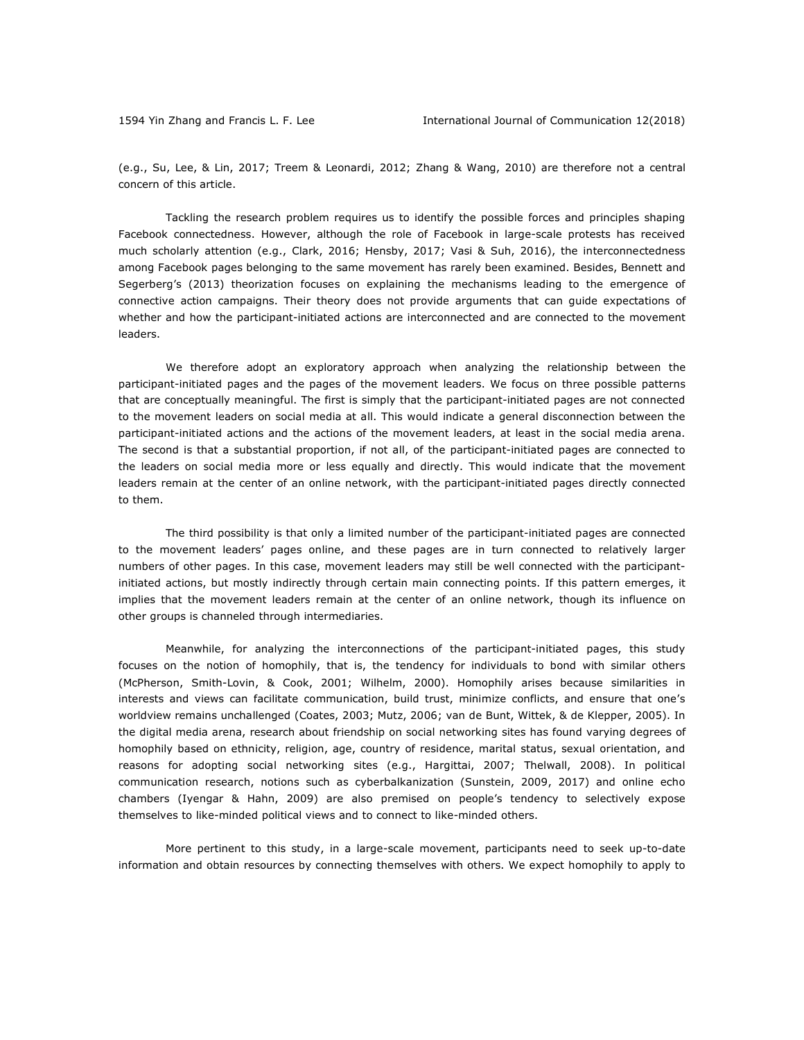(e.g., Su, Lee, & Lin, 2017; Treem & Leonardi, 2012; Zhang & Wang, 2010) are therefore not a central concern of this article.

Tackling the research problem requires us to identify the possible forces and principles shaping Facebook connectedness. However, although the role of Facebook in large-scale protests has received much scholarly attention (e.g., Clark, 2016; Hensby, 2017; Vasi & Suh, 2016), the interconnectedness among Facebook pages belonging to the same movement has rarely been examined. Besides, Bennett and Segerberg's (2013) theorization focuses on explaining the mechanisms leading to the emergence of connective action campaigns. Their theory does not provide arguments that can guide expectations of whether and how the participant-initiated actions are interconnected and are connected to the movement leaders.

We therefore adopt an exploratory approach when analyzing the relationship between the participant-initiated pages and the pages of the movement leaders. We focus on three possible patterns that are conceptually meaningful. The first is simply that the participant-initiated pages are not connected to the movement leaders on social media at all. This would indicate a general disconnection between the participant-initiated actions and the actions of the movement leaders, at least in the social media arena. The second is that a substantial proportion, if not all, of the participant-initiated pages are connected to the leaders on social media more or less equally and directly. This would indicate that the movement leaders remain at the center of an online network, with the participant-initiated pages directly connected to them.

The third possibility is that only a limited number of the participant-initiated pages are connected to the movement leaders' pages online, and these pages are in turn connected to relatively larger numbers of other pages. In this case, movement leaders may still be well connected with the participant-initiated actions, but mostly indirectly through certain main connecting points. If this pattern emerges, it implies that the movement leaders remain at the center of an online network, though its influence on other groups is channeled through intermediaries.

Meanwhile, for analyzing the interconnections of the participant-initiated pages, this study focuses on the notion of homophily, that is, the tendency for individuals to bond with similar others (McPherson, Smith-Lovin, & Cook, 2001; Wilhelm, 2000). Homophily arises because similarities in interests and views can facilitate communication, build trust, minimize conflicts, and ensure that one's worldview remains unchallenged (Coates, 2003; Mutz, 2006; van de Bunt, Wittek, & de Klepper, 2005). In the digital media arena, research about friendship on social networking sites has found varying degrees of homophily based on ethnicity, religion, age, country of residence, marital status, sexual orientation, and reasons for adopting social networking sites (e.g., Hargittai, 2007; Thelwall, 2008). In political communication research, notions such as cyberbalkanization (Sunstein, 2009, 2017) and online echo chambers (Iyengar & Hahn, 2009) are also premised on people's tendency to selectively expose themselves to like-minded political views and to connect to like-minded others.

More pertinent to this study, in a large-scale movement, participants need to seek up-to-date information and obtain resources by connecting themselves with others. We expect homophily to apply to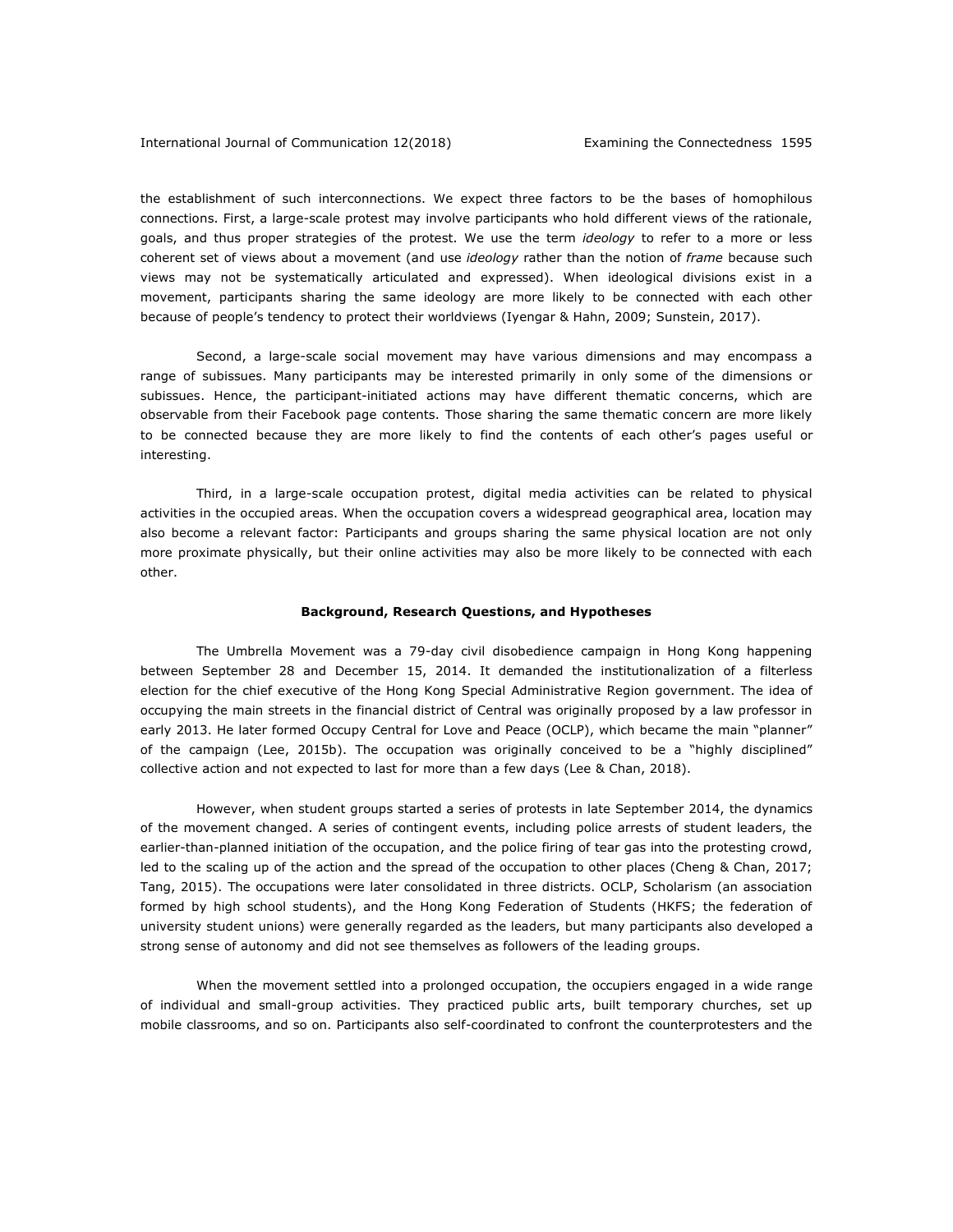the establishment of such interconnections. We expect three factors to be the bases of homophilous connections. First, a large-scale protest may involve participants who hold different views of the rationale, goals, and thus proper strategies of the protest. We use the term *ideology* to refer to a more or less coherent set of views about a movement (and use *ideology* rather than the notion of *frame* because such views may not be systematically articulated and expressed). When ideological divisions exist in a movement, participants sharing the same ideology are more likely to be connected with each other because of people's tendency to protect their worldviews (Iyengar & Hahn, 2009; Sunstein, 2017).

Second, a large-scale social movement may have various dimensions and may encompass a range of subissues. Many participants may be interested primarily in only some of the dimensions or subissues. Hence, the participant-initiated actions may have different thematic concerns, which are observable from their Facebook page contents. Those sharing the same thematic concern are more likely to be connected because they are more likely to find the contents of each other's pages useful or interesting.

Third, in a large-scale occupation protest, digital media activities can be related to physical activities in the occupied areas. When the occupation covers a widespread geographical area, location may also become a relevant factor: Participants and groups sharing the same physical location are not only more proximate physically, but their online activities may also be more likely to be connected with each other.

## Background, Research Questions, and Hypotheses

The Umbrella Movement was a 79-day civil disobedience campaign in Hong Kong happening between September 28 and December 15, 2014. It demanded the institutionalization of a filterless election for the chief executive of the Hong Kong Special Administrative Region government. The idea of occupying the main streets in the financial district of Central was originally proposed by a law professor in early 2013. He later formed Occupy Central for Love and Peace (OCLP), which became the main "planner" of the campaign (Lee, 2015b). The occupation was originally conceived to be a "highly disciplined" collective action and not expected to last for more than a few days (Lee & Chan, 2018).

However, when student groups started a series of protests in late September 2014, the dynamics of the movement changed. A series of contingent events, including police arrests of student leaders, the earlier-than-planned initiation of the occupation, and the police firing of tear gas into the protesting crowd, led to the scaling up of the action and the spread of the occupation to other places (Cheng & Chan, 2017; Tang, 2015). The occupations were later consolidated in three districts. OCLP, Scholarism (an association formed by high school students), and the Hong Kong Federation of Students (HKFS; the federation of university student unions) were generally regarded as the leaders, but many participants also developed a strong sense of autonomy and did not see themselves as followers of the leading groups.

When the movement settled into a prolonged occupation, the occupiers engaged in a wide range of individual and small-group activities. They practiced public arts, built temporary churches, set up mobile classrooms, and so on. Participants also self-coordinated to confront the counterprotesters and the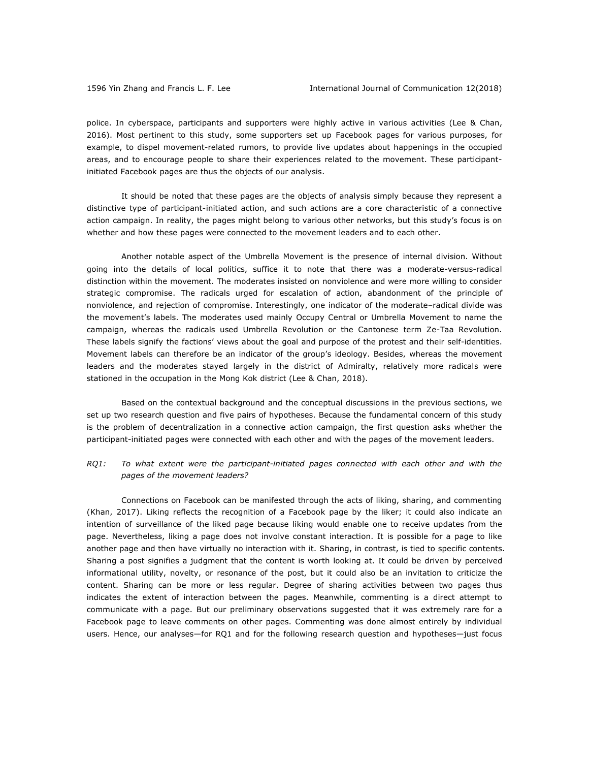police. In cyberspace, participants and supporters were highly active in various activities (Lee & Chan, 2016). Most pertinent to this study, some supporters set up Facebook pages for various purposes, for example, to dispel movement-related rumors, to provide live updates about happenings in the occupied areas, and to encourage people to share their experiences related to the movement. These participant-initiated Facebook pages are thus the objects of our analysis.

It should be noted that these pages are the objects of analysis simply because they represent a distinctive type of participant-initiated action, and such actions are a core characteristic of a connective action campaign. In reality, the pages might belong to various other networks, but this study's focus is on whether and how these pages were connected to the movement leaders and to each other.

Another notable aspect of the Umbrella Movement is the presence of internal division. Without going into the details of local politics, suffice it to note that there was a moderate-versus-radical distinction within the movement. The moderates insisted on nonviolence and were more willing to consider strategic compromise. The radicals urged for escalation of action, abandonment of the principle of nonviolence, and rejection of compromise. Interestingly, one indicator of the moderate–radical divide was the movement's labels. The moderates used mainly Occupy Central or Umbrella Movement to name the campaign, whereas the radicals used Umbrella Revolution or the Cantonese term Ze-Taa Revolution. These labels signify the factions' views about the goal and purpose of the protest and their self-identities. Movement labels can therefore be an indicator of the group's ideology. Besides, whereas the movement leaders and the moderates stayed largely in the district of Admiralty, relatively more radicals were stationed in the occupation in the Mong Kok district (Lee & Chan, 2018).

Based on the contextual background and the conceptual discussions in the previous sections, we set up two research question and five pairs of hypotheses. Because the fundamental concern of this study is the problem of decentralization in a connective action campaign, the first question asks whether the participant-initiated pages were connected with each other and with the pages of the movement leaders.

*RQ1: To what extent were the participant-initiated pages connected with each other and with the pages of the movement leaders?*

Connections on Facebook can be manifested through the acts of liking, sharing, and commenting (Khan, 2017). Liking reflects the recognition of a Facebook page by the liker; it could also indicate an intention of surveillance of the liked page because liking would enable one to receive updates from the page. Nevertheless, liking a page does not involve constant interaction. It is possible for a page to like another page and then have virtually no interaction with it. Sharing, in contrast, is tied to specific contents. Sharing a post signifies a judgment that the content is worth looking at. It could be driven by perceived informational utility, novelty, or resonance of the post, but it could also be an invitation to criticize the content. Sharing can be more or less regular. Degree of sharing activities between two pages thus indicates the extent of interaction between the pages. Meanwhile, commenting is a direct attempt to communicate with a page. But our preliminary observations suggested that it was extremely rare for a Facebook page to leave comments on other pages. Commenting was done almost entirely by individual users. Hence, our analyses—for RQ1 and for the following research question and hypotheses—just focus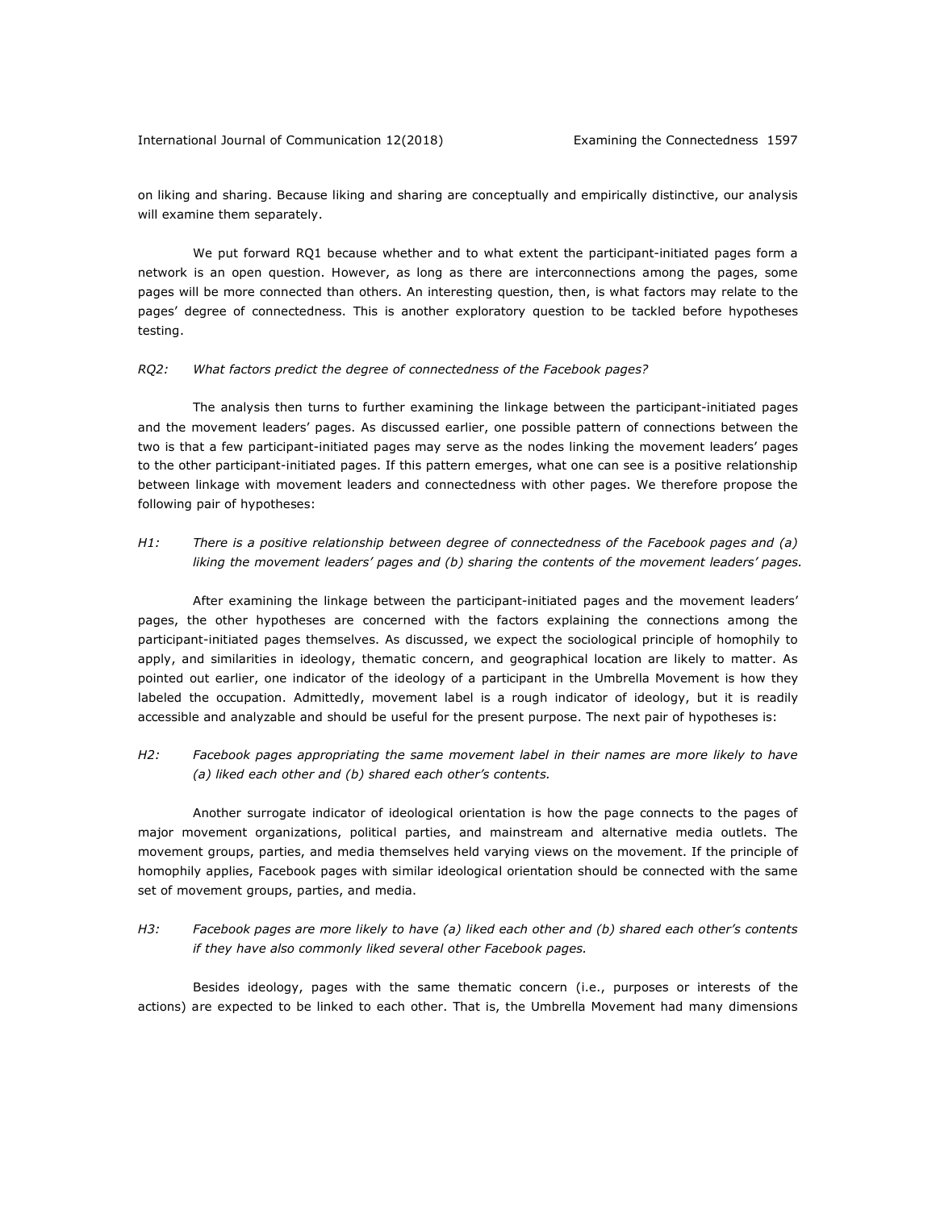on liking and sharing. Because liking and sharing are conceptually and empirically distinctive, our analysis will examine them separately.

We put forward RQ1 because whether and to what extent the participant-initiated pages form a network is an open question. However, as long as there are interconnections among the pages, some pages will be more connected than others. An interesting question, then, is what factors may relate to the pages' degree of connectedness. This is another exploratory question to be tackled before hypotheses testing.

*RQ2: What factors predict the degree of connectedness of the Facebook pages?*

The analysis then turns to further examining the linkage between the participant-initiated pages and the movement leaders' pages. As discussed earlier, one possible pattern of connections between the two is that a few participant-initiated pages may serve as the nodes linking the movement leaders' pages to the other participant-initiated pages. If this pattern emerges, what one can see is a positive relationship between linkage with movement leaders and connectedness with other pages. We therefore propose the following pair of hypotheses:

*H1: There is a positive relationship between degree of connectedness of the Facebook pages and (a) liking the movement leaders' pages and (b) sharing the contents of the movement leaders' pages.*

After examining the linkage between the participant-initiated pages and the movement leaders' pages, the other hypotheses are concerned with the factors explaining the connections among the participant-initiated pages themselves. As discussed, we expect the sociological principle of homophily to apply, and similarities in ideology, thematic concern, and geographical location are likely to matter. As pointed out earlier, one indicator of the ideology of a participant in the Umbrella Movement is how they labeled the occupation. Admittedly, movement label is a rough indicator of ideology, but it is readily accessible and analyzable and should be useful for the present purpose. The next pair of hypotheses is:

*H2: Facebook pages appropriating the same movement label in their names are more likely to have (a) liked each other and (b) shared each other's contents.*

Another surrogate indicator of ideological orientation is how the page connects to the pages of major movement organizations, political parties, and mainstream and alternative media outlets. The movement groups, parties, and media themselves held varying views on the movement. If the principle of homophily applies, Facebook pages with similar ideological orientation should be connected with the same set of movement groups, parties, and media.

*H3: Facebook pages are more likely to have (a) liked each other and (b) shared each other's contents if they have also commonly liked several other Facebook pages.*

Besides ideology, pages with the same thematic concern (i.e., purposes or interests of the actions) are expected to be linked to each other. That is, the Umbrella Movement had many dimensions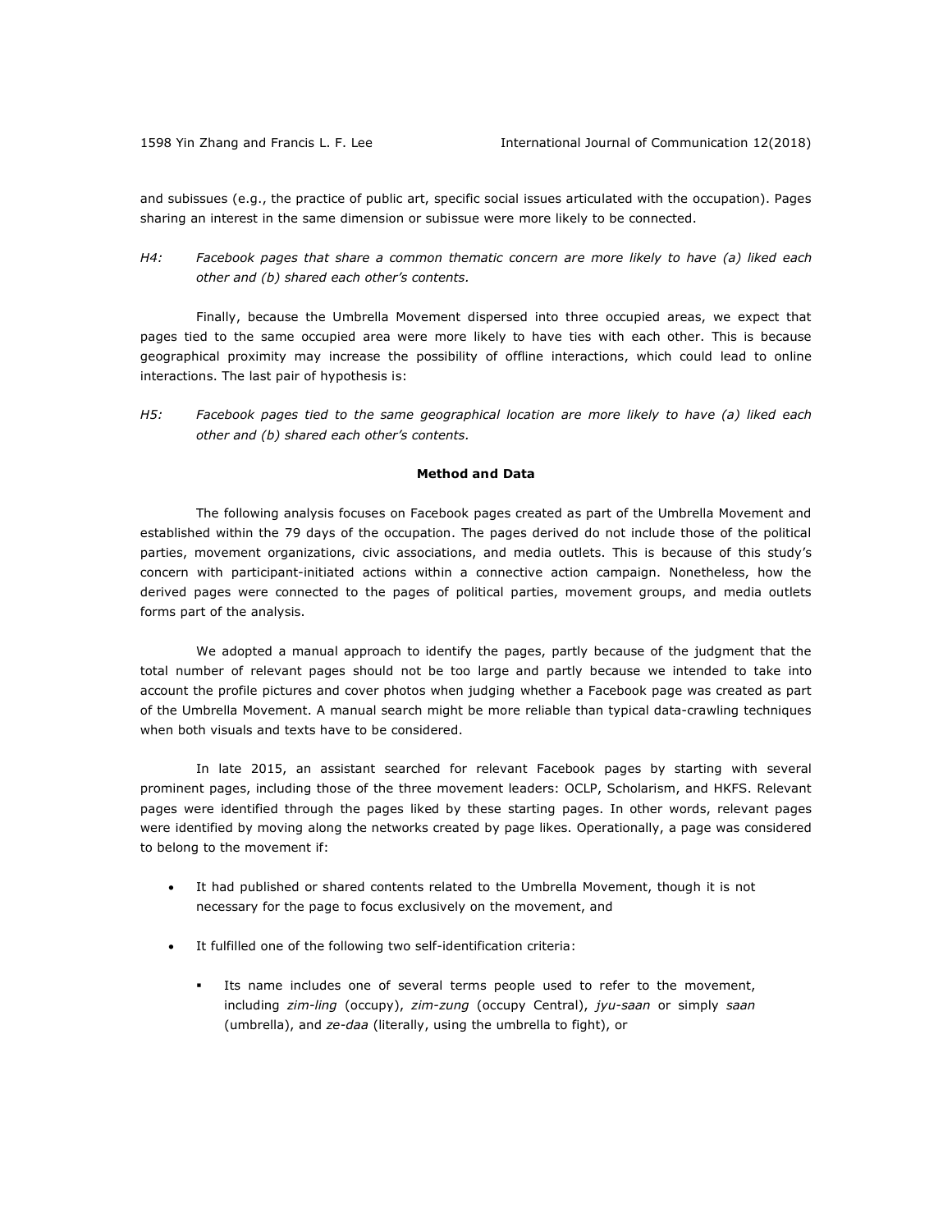and subissues (e.g., the practice of public art, specific social issues articulated with the occupation). Pages sharing an interest in the same dimension or subissue were more likely to be connected.

*H4: Facebook pages that share a common thematic concern are more likely to have (a) liked each other and (b) shared each other's contents.*

Finally, because the Umbrella Movement dispersed into three occupied areas, we expect that pages tied to the same occupied area were more likely to have ties with each other. This is because geographical proximity may increase the possibility of offline interactions, which could lead to online interactions. The last pair of hypothesis is:

*H5: Facebook pages tied to the same geographical location are more likely to have (a) liked each other and (b) shared each other's contents.*

## Method and Data

The following analysis focuses on Facebook pages created as part of the Umbrella Movement and established within the 79 days of the occupation. The pages derived do not include those of the political parties, movement organizations, civic associations, and media outlets. This is because of this study's concern with participant-initiated actions within a connective action campaign. Nonetheless, how the derived pages were connected to the pages of political parties, movement groups, and media outlets forms part of the analysis.

We adopted a manual approach to identify the pages, partly because of the judgment that the total number of relevant pages should not be too large and partly because we intended to take into account the profile pictures and cover photos when judging whether a Facebook page was created as part of the Umbrella Movement. A manual search might be more reliable than typical data-crawling techniques when both visuals and texts have to be considered.

In late 2015, an assistant searched for relevant Facebook pages by starting with several prominent pages, including those of the three movement leaders: OCLP, Scholarism, and HKFS. Relevant pages were identified through the pages liked by these starting pages. In other words, relevant pages were identified by moving along the networks created by page likes. Operationally, a page was considered to belong to the movement if:

- It had published or shared contents related to the Umbrella Movement, though it is not necessary for the page to focus exclusively on the movement, and
- It fulfilled one of the following two self-identification criteria:
  - Its name includes one of several terms people used to refer to the movement, including *zim-ling* (occupy), *zim-zung* (occupy Central), *jyu-saan* or simply *saan* (umbrella), and *ze-daa* (literally, using the umbrella to fight), or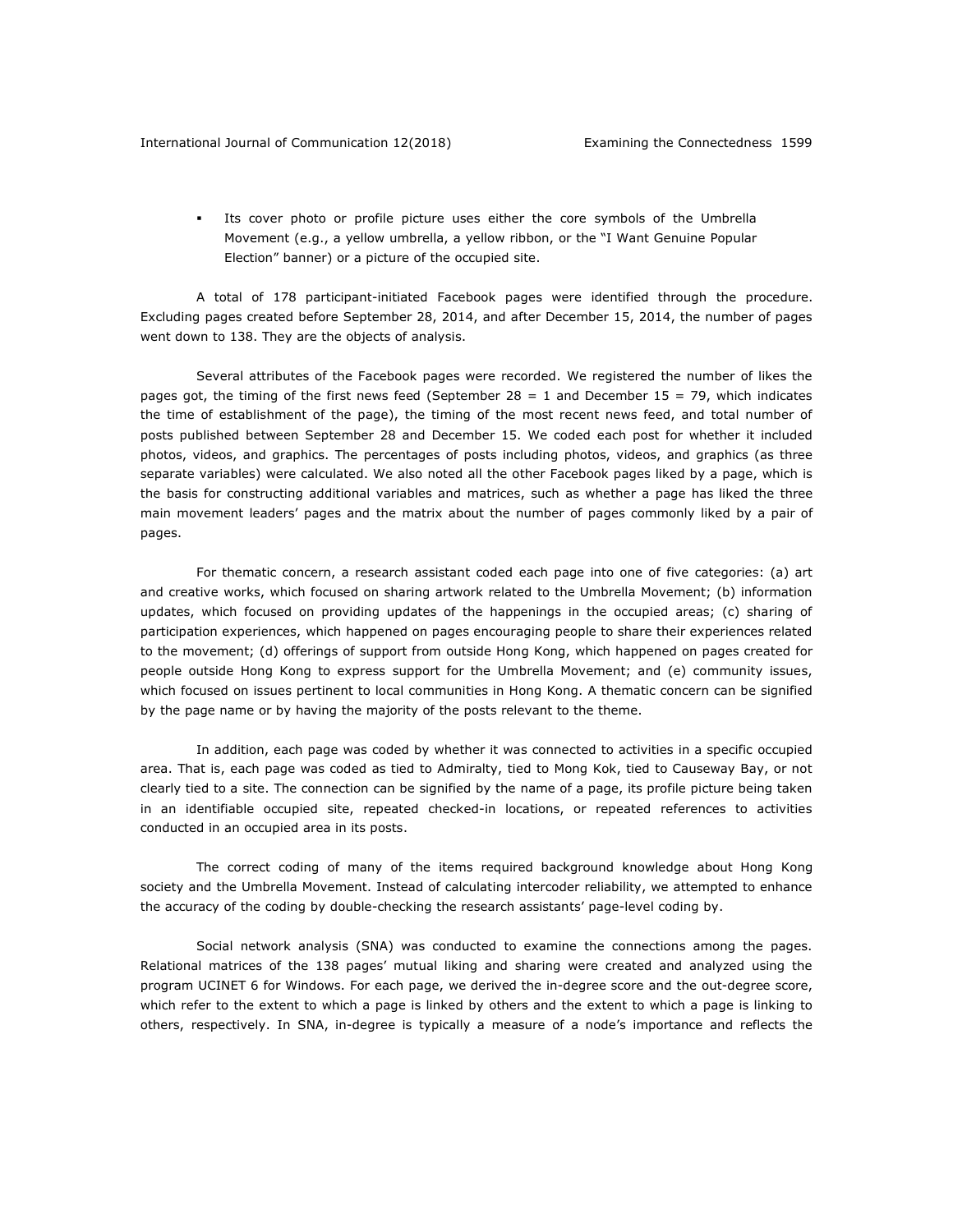- Its cover photo or profile picture uses either the core symbols of the Umbrella Movement (e.g., a yellow umbrella, a yellow ribbon, or the "I Want Genuine Popular Election" banner) or a picture of the occupied site.

A total of 178 participant-initiated Facebook pages were identified through the procedure. Excluding pages created before September 28, 2014, and after December 15, 2014, the number of pages went down to 138. They are the objects of analysis.

Several attributes of the Facebook pages were recorded. We registered the number of likes the pages got, the timing of the first news feed (September 28 = 1 and December 15 = 79, which indicates the time of establishment of the page), the timing of the most recent news feed, and total number of posts published between September 28 and December 15. We coded each post for whether it included photos, videos, and graphics. The percentages of posts including photos, videos, and graphics (as three separate variables) were calculated. We also noted all the other Facebook pages liked by a page, which is the basis for constructing additional variables and matrices, such as whether a page has liked the three main movement leaders' pages and the matrix about the number of pages commonly liked by a pair of pages.

For thematic concern, a research assistant coded each page into one of five categories: (a) art and creative works, which focused on sharing artwork related to the Umbrella Movement; (b) information updates, which focused on providing updates of the happenings in the occupied areas; (c) sharing of participation experiences, which happened on pages encouraging people to share their experiences related to the movement; (d) offerings of support from outside Hong Kong, which happened on pages created for people outside Hong Kong to express support for the Umbrella Movement; and (e) community issues, which focused on issues pertinent to local communities in Hong Kong. A thematic concern can be signified by the page name or by having the majority of the posts relevant to the theme.

In addition, each page was coded by whether it was connected to activities in a specific occupied area. That is, each page was coded as tied to Admiralty, tied to Mong Kok, tied to Causeway Bay, or not clearly tied to a site. The connection can be signified by the name of a page, its profile picture being taken in an identifiable occupied site, repeated checked-in locations, or repeated references to activities conducted in an occupied area in its posts.

The correct coding of many of the items required background knowledge about Hong Kong society and the Umbrella Movement. Instead of calculating intercoder reliability, we attempted to enhance the accuracy of the coding by double-checking the research assistants' page-level coding by.

Social network analysis (SNA) was conducted to examine the connections among the pages. Relational matrices of the 138 pages' mutual liking and sharing were created and analyzed using the program UCINET 6 for Windows. For each page, we derived the in-degree score and the out-degree score, which refer to the extent to which a page is linked by others and the extent to which a page is linking to others, respectively. In SNA, in-degree is typically a measure of a node's importance and reflects the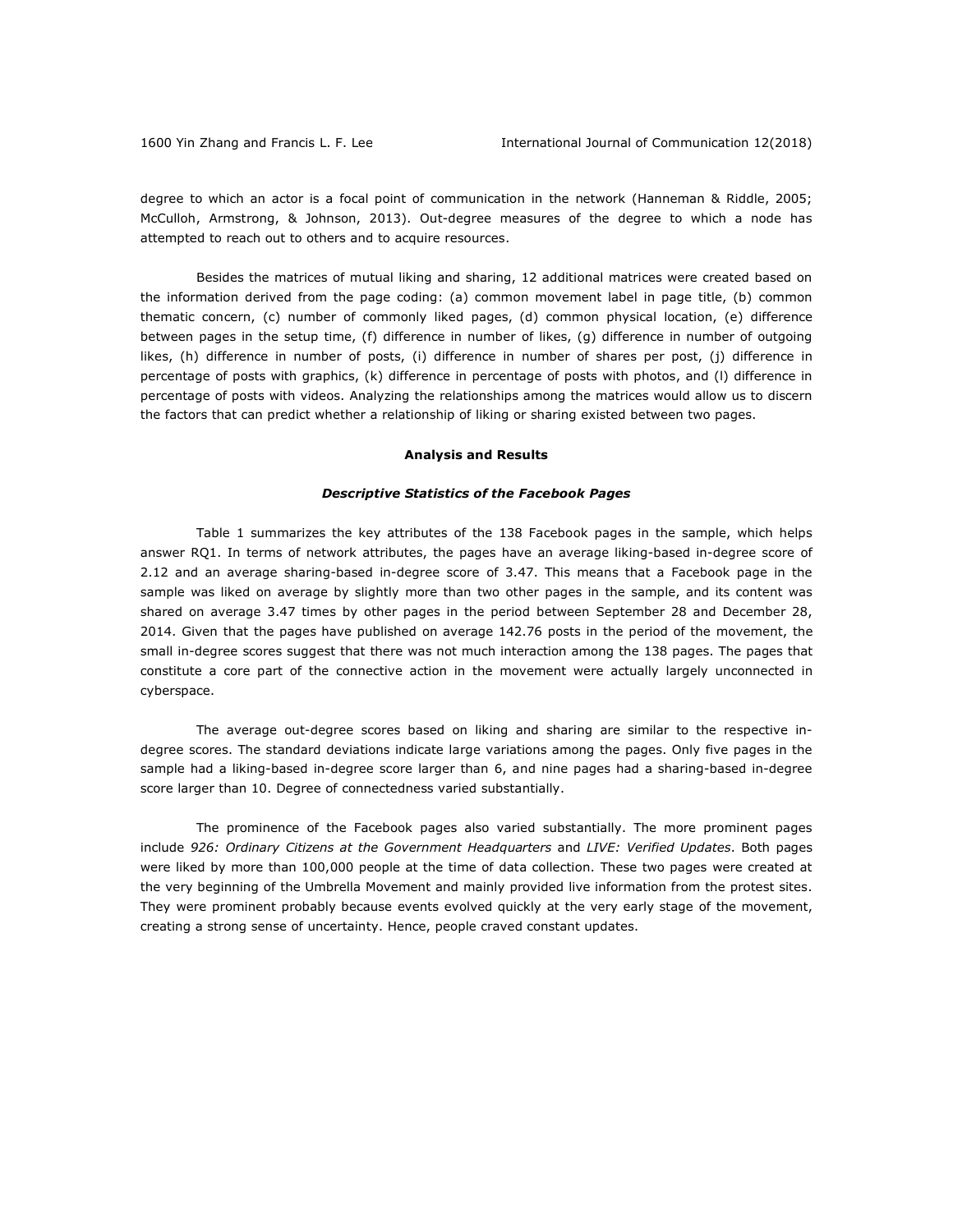degree to which an actor is a focal point of communication in the network (Hanneman & Riddle, 2005; McCulloh, Armstrong, & Johnson, 2013). Out-degree measures of the degree to which a node has attempted to reach out to others and to acquire resources.

Besides the matrices of mutual liking and sharing, 12 additional matrices were created based on the information derived from the page coding: (a) common movement label in page title, (b) common thematic concern, (c) number of commonly liked pages, (d) common physical location, (e) difference between pages in the setup time, (f) difference in number of likes, (g) difference in number of outgoing likes, (h) difference in number of posts, (i) difference in number of shares per post, (j) difference in percentage of posts with graphics, (k) difference in percentage of posts with photos, and (l) difference in percentage of posts with videos. Analyzing the relationships among the matrices would allow us to discern the factors that can predict whether a relationship of liking or sharing existed between two pages.

## Analysis and Results

### *Descriptive Statistics of the Facebook Pages*

Table 1 summarizes the key attributes of the 138 Facebook pages in the sample, which helps answer RQ1. In terms of network attributes, the pages have an average liking-based in-degree score of 2.12 and an average sharing-based in-degree score of 3.47. This means that a Facebook page in the sample was liked on average by slightly more than two other pages in the sample, and its content was shared on average 3.47 times by other pages in the period between September 28 and December 28, 2014. Given that the pages have published on average 142.76 posts in the period of the movement, the small in-degree scores suggest that there was not much interaction among the 138 pages. The pages that constitute a core part of the connective action in the movement were actually largely unconnected in cyberspace.

The average out-degree scores based on liking and sharing are similar to the respective in-degree scores. The standard deviations indicate large variations among the pages. Only five pages in the sample had a liking-based in-degree score larger than 6, and nine pages had a sharing-based in-degree score larger than 10. Degree of connectedness varied substantially.

The prominence of the Facebook pages also varied substantially. The more prominent pages include *926: Ordinary Citizens at the Government Headquarters* and *LIVE: Verified Updates*. Both pages were liked by more than 100,000 people at the time of data collection. These two pages were created at the very beginning of the Umbrella Movement and mainly provided live information from the protest sites. They were prominent probably because events evolved quickly at the very early stage of the movement, creating a strong sense of uncertainty. Hence, people craved constant updates.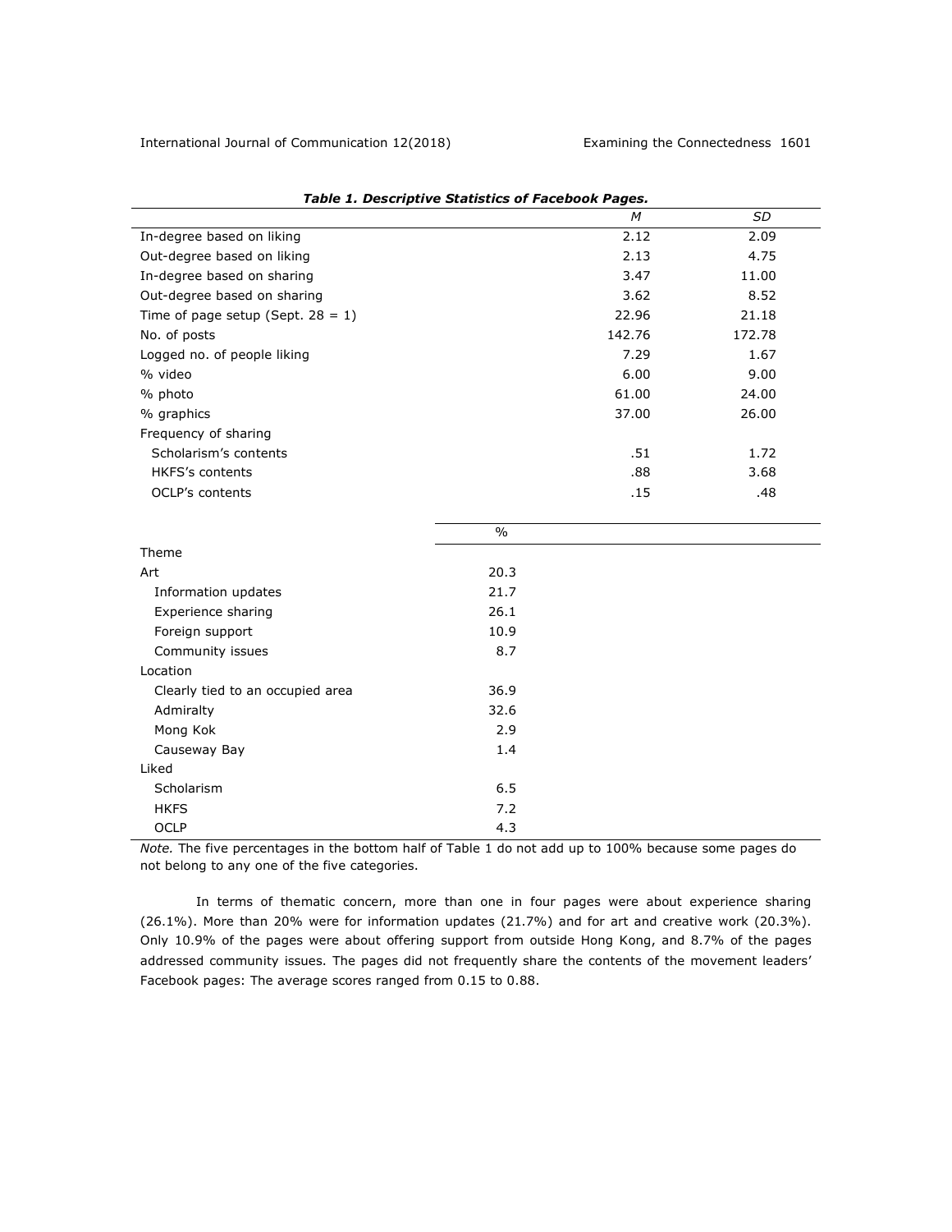***Table 1. Descriptive Statistics of Facebook Pages.***

| | % | *M* | *SD* |
|---|---|---|---|
| In-degree based on liking | | 2.12 | 2.09 |
| Out-degree based on liking | | 2.13 | 4.75 |
| In-degree based on sharing | | 3.47 | 11.00 |
| Out-degree based on sharing | | 3.62 | 8.52 |
| Time of page setup (Sept. 28 = 1) | | 22.96 | 21.18 |
| No. of posts | | 142.76 | 172.78 |
| Logged no. of people liking | | 7.29 | 1.67 |
| % video | | 6.00 | 9.00 |
| % photo | | 61.00 | 24.00 |
| % graphics | | 37.00 | 26.00 |
| Frequency of sharing | | | |
| Scholarism's contents | | .51 | 1.72 |
| HKFS's contents | | .88 | 3.68 |
| OCLP's contents | | .15 | .48 |
| Theme | | | |
| Art | 20.3 | | |
| Information updates | 21.7 | | |
| Experience sharing | 26.1 | | |
| Foreign support | 10.9 | | |
| Community issues | 8.7 | | |
| Location | | | |
| Clearly tied to an occupied area | 36.9 | | |
| Admiralty | 32.6 | | |
| Mong Kok | 2.9 | | |
| Causeway Bay | 1.4 | | |
| Liked | | | |
| Scholarism | 6.5 | | |
| HKFS | 7.2 | | |
| OCLP | 4.3 | | |

*Note.* The five percentages in the bottom half of Table 1 do not add up to 100% because some pages do not belong to any one of the five categories.

In terms of thematic concern, more than one in four pages were about experience sharing (26.1%). More than 20% were for information updates (21.7%) and for art and creative work (20.3%). Only 10.9% of the pages were about offering support from outside Hong Kong, and 8.7% of the pages addressed community issues. The pages did not frequently share the contents of the movement leaders' Facebook pages: The average scores ranged from 0.15 to 0.88.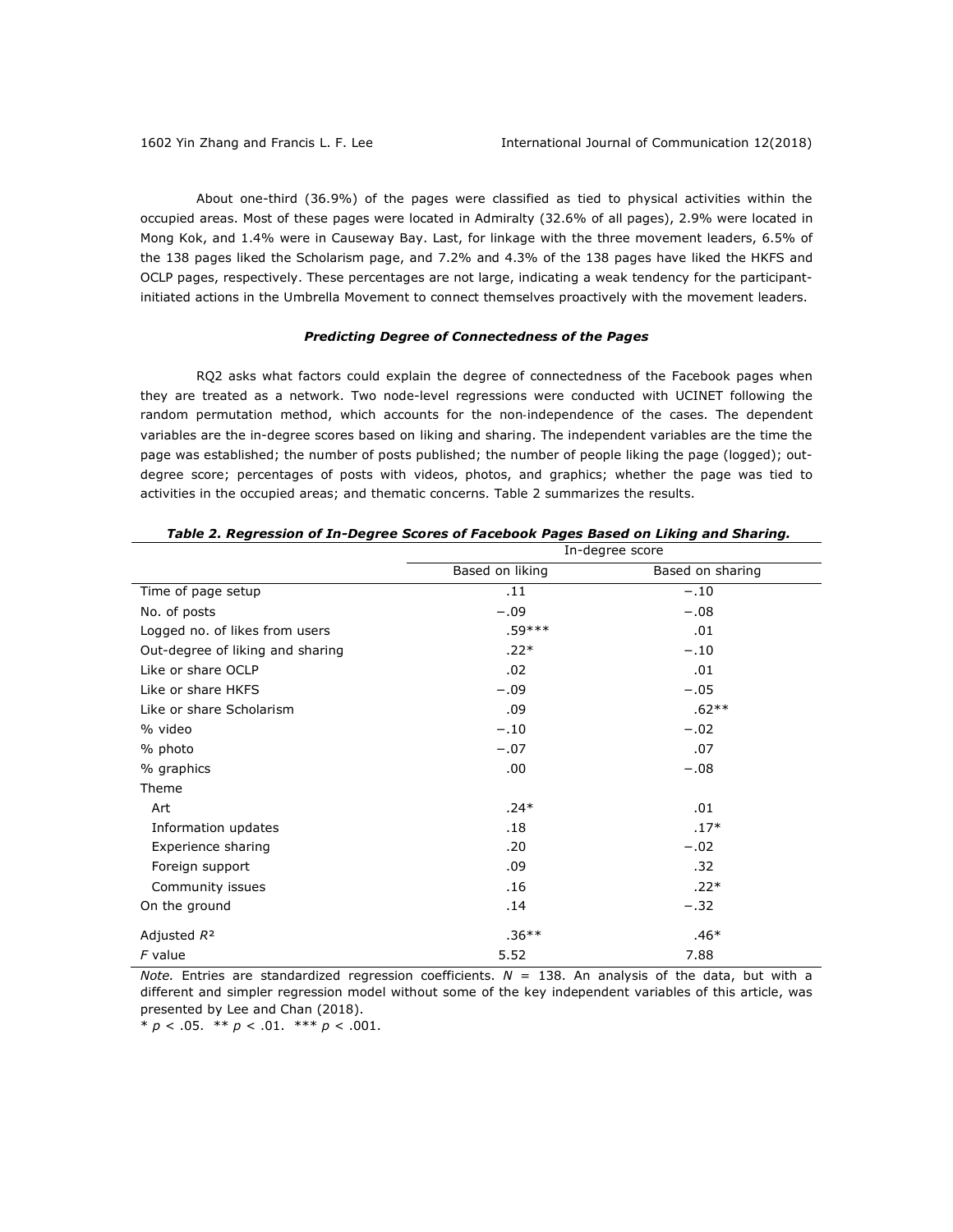About one-third (36.9%) of the pages were classified as tied to physical activities within the occupied areas. Most of these pages were located in Admiralty (32.6% of all pages), 2.9% were located in Mong Kok, and 1.4% were in Causeway Bay. Last, for linkage with the three movement leaders, 6.5% of the 138 pages liked the Scholarism page, and 7.2% and 4.3% of the 138 pages have liked the HKFS and OCLP pages, respectively. These percentages are not large, indicating a weak tendency for the participant-initiated actions in the Umbrella Movement to connect themselves proactively with the movement leaders.

### ***Predicting Degree of Connectedness of the Pages***

RQ2 asks what factors could explain the degree of connectedness of the Facebook pages when they are treated as a network. Two node-level regressions were conducted with UCINET following the random permutation method, which accounts for the non-independence of the cases. The dependent variables are the in-degree scores based on liking and sharing. The independent variables are the time the page was established; the number of posts published; the number of people liking the page (logged); out-degree score; percentages of posts with videos, photos, and graphics; whether the page was tied to activities in the occupied areas; and thematic concerns. Table 2 summarizes the results.

***Table 2. Regression of In-Degree Scores of Facebook Pages Based on Liking and Sharing.***

| | In-degree score | |
|---|---|---|
| | Based on liking | Based on sharing |
| Time of page setup | .11 | −.10 |
| No. of posts | −.09 | −.08 |
| Logged no. of likes from users | .59*** | .01 |
| Out-degree of liking and sharing | .22* | −.10 |
| Like or share OCLP | .02 | .01 |
| Like or share HKFS | −.09 | −.05 |
| Like or share Scholarism | .09 | .62** |
| % video | −.10 | −.02 |
| % photo | −.07 | .07 |
| % graphics | .00 | −.08 |
| Theme | | |
| Art | .24* | .01 |
| Information updates | .18 | .17* |
| Experience sharing | .20 | −.02 |
| Foreign support | .09 | .32 |
| Community issues | .16 | .22* |
| On the ground | .14 | −.32 |
| Adjusted $R^2$ | .36** | .46* |
| *F* value | 5.52 | 7.88 |

*Note.* Entries are standardized regression coefficients. *N* = 138. An analysis of the data, but with a different and simpler regression model without some of the key independent variables of this article, was presented by Lee and Chan (2018).
\* $p < .05$. \*\* $p < .01$. \*\*\* $p < .001$.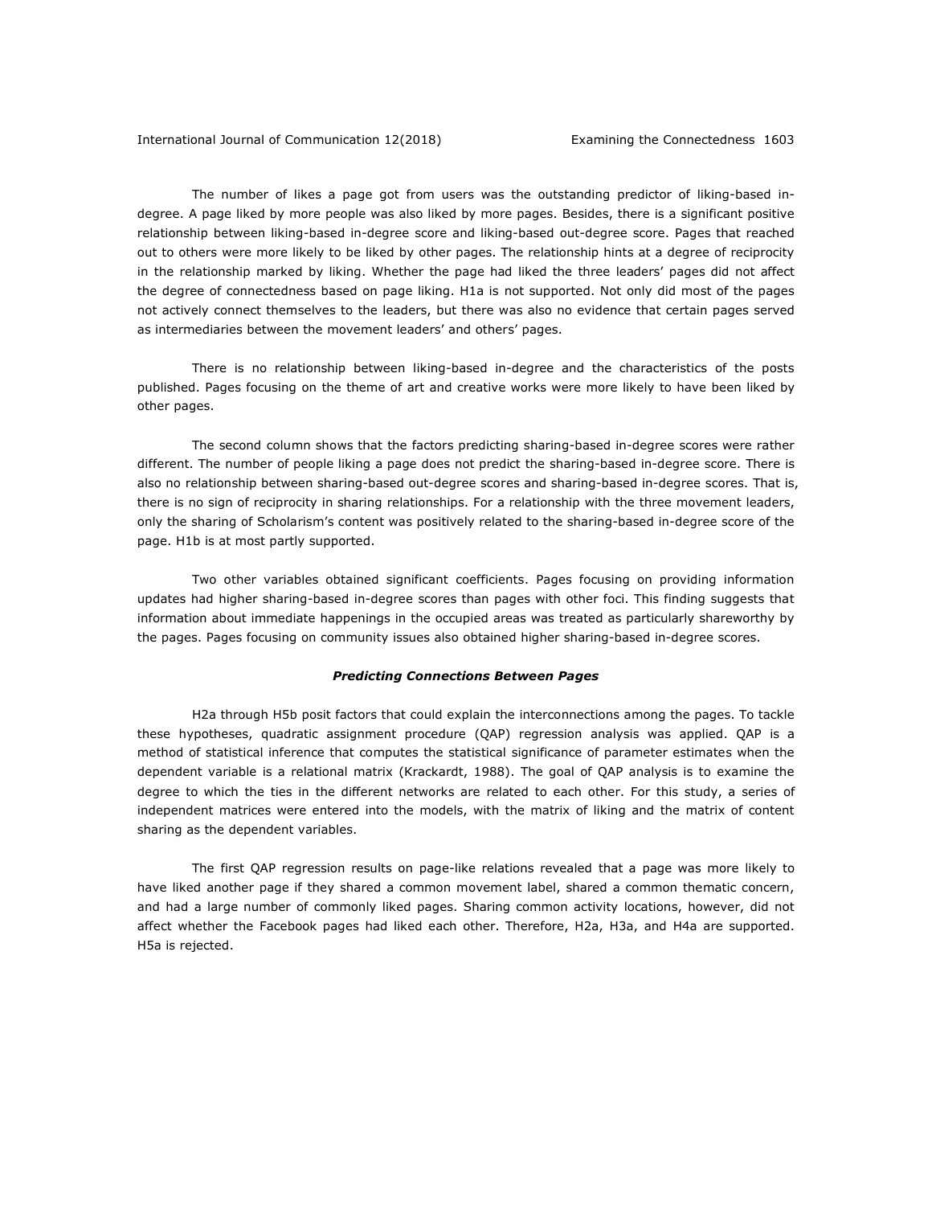The number of likes a page got from users was the outstanding predictor of liking-based in-degree. A page liked by more people was also liked by more pages. Besides, there is a significant positive relationship between liking-based in-degree score and liking-based out-degree score. Pages that reached out to others were more likely to be liked by other pages. The relationship hints at a degree of reciprocity in the relationship marked by liking. Whether the page had liked the three leaders' pages did not affect the degree of connectedness based on page liking. H1a is not supported. Not only did most of the pages not actively connect themselves to the leaders, but there was also no evidence that certain pages served as intermediaries between the movement leaders' and others' pages.

There is no relationship between liking-based in-degree and the characteristics of the posts published. Pages focusing on the theme of art and creative works were more likely to have been liked by other pages.

The second column shows that the factors predicting sharing-based in-degree scores were rather different. The number of people liking a page does not predict the sharing-based in-degree score. There is also no relationship between sharing-based out-degree scores and sharing-based in-degree scores. That is, there is no sign of reciprocity in sharing relationships. For a relationship with the three movement leaders, only the sharing of Scholarism's content was positively related to the sharing-based in-degree score of the page. H1b is at most partly supported.

Two other variables obtained significant coefficients. Pages focusing on providing information updates had higher sharing-based in-degree scores than pages with other foci. This finding suggests that information about immediate happenings in the occupied areas was treated as particularly shareworthy by the pages. Pages focusing on community issues also obtained higher sharing-based in-degree scores.

### *Predicting Connections Between Pages*

H2a through H5b posit factors that could explain the interconnections among the pages. To tackle these hypotheses, quadratic assignment procedure (QAP) regression analysis was applied. QAP is a method of statistical inference that computes the statistical significance of parameter estimates when the dependent variable is a relational matrix (Krackardt, 1988). The goal of QAP analysis is to examine the degree to which the ties in the different networks are related to each other. For this study, a series of independent matrices were entered into the models, with the matrix of liking and the matrix of content sharing as the dependent variables.

The first QAP regression results on page-like relations revealed that a page was more likely to have liked another page if they shared a common movement label, shared a common thematic concern, and had a large number of commonly liked pages. Sharing common activity locations, however, did not affect whether the Facebook pages had liked each other. Therefore, H2a, H3a, and H4a are supported. H5a is rejected.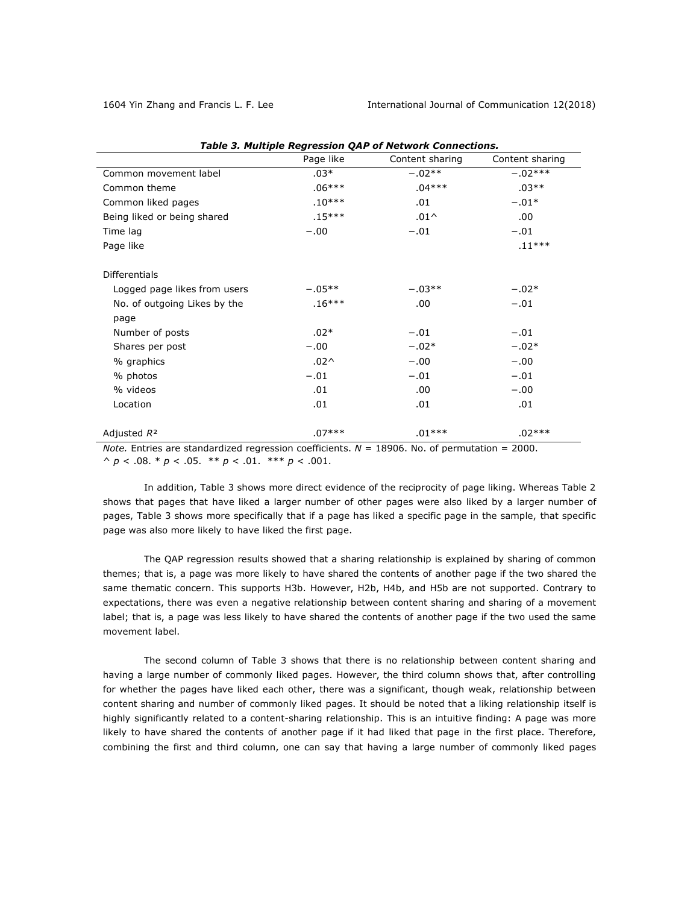**Table 3. Multiple Regression QAP of Network Connections.**

| | Page like | Content sharing | Content sharing |
|---|---|---|---|
| Common movement label | .03* | −.02** | −.02*** |
| Common theme | .06*** | .04*** | .03** |
| Common liked pages | .10*** | .01 | −.01* |
| Being liked or being shared | .15*** | .01^ | .00 |
| Time lag | −.00 | −.01 | −.01 |
| Page like | | | .11*** |
| Differentials | | | |
| Logged page likes from users | −.05** | −.03** | −.02* |
| No. of outgoing Likes by the page | .16*** | .00 | −.01 |
| Number of posts | .02* | −.01 | −.01 |
| Shares per post | −.00 | −.02* | −.02* |
| % graphics | .02^ | −.00 | −.00 |
| % photos | −.01 | −.01 | −.01 |
| % videos | .01 | .00 | −.00 |
| Location | .01 | .01 | .01 |
| Adjusted $R^2$ | .07*** | .01*** | .02*** |

*Note.* Entries are standardized regression coefficients. $N$ = 18906. No. of permutation = 2000.
^ $p < .08$. * $p < .05$. ** $p < .01$. *** $p < .001$.

In addition, Table 3 shows more direct evidence of the reciprocity of page liking. Whereas Table 2 shows that pages that have liked a larger number of other pages were also liked by a larger number of pages, Table 3 shows more specifically that if a page has liked a specific page in the sample, that specific page was also more likely to have liked the first page.

The QAP regression results showed that a sharing relationship is explained by sharing of common themes; that is, a page was more likely to have shared the contents of another page if the two shared the same thematic concern. This supports H3b. However, H2b, H4b, and H5b are not supported. Contrary to expectations, there was even a negative relationship between content sharing and sharing of a movement label; that is, a page was less likely to have shared the contents of another page if the two used the same movement label.

The second column of Table 3 shows that there is no relationship between content sharing and having a large number of commonly liked pages. However, the third column shows that, after controlling for whether the pages have liked each other, there was a significant, though weak, relationship between content sharing and number of commonly liked pages. It should be noted that a liking relationship itself is highly significantly related to a content-sharing relationship. This is an intuitive finding: A page was more likely to have shared the contents of another page if it had liked that page in the first place. Therefore, combining the first and third column, one can say that having a large number of commonly liked pages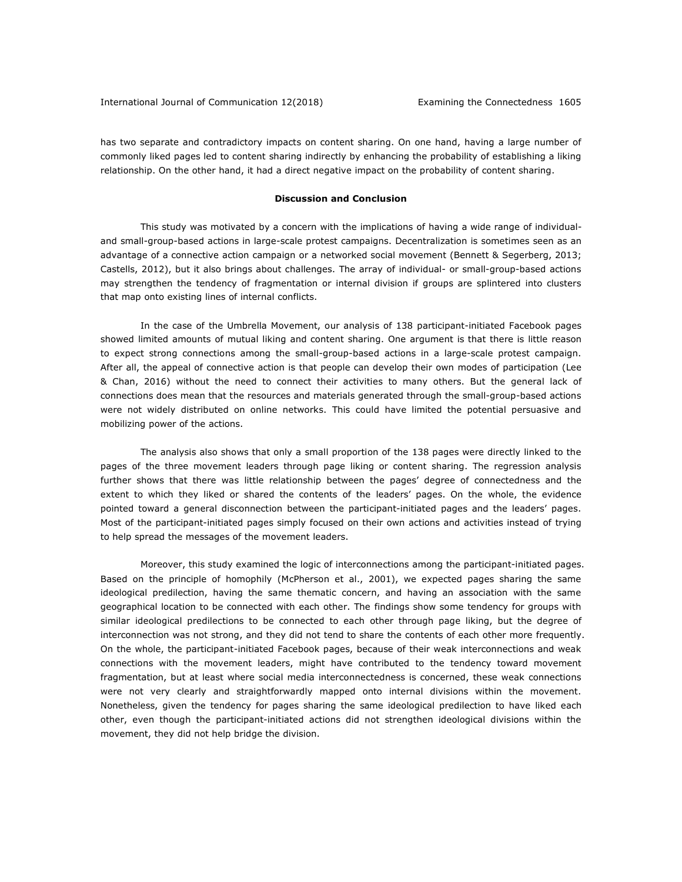has two separate and contradictory impacts on content sharing. On one hand, having a large number of commonly liked pages led to content sharing indirectly by enhancing the probability of establishing a liking relationship. On the other hand, it had a direct negative impact on the probability of content sharing.

## Discussion and Conclusion

This study was motivated by a concern with the implications of having a wide range of individual- and small-group-based actions in large-scale protest campaigns. Decentralization is sometimes seen as an advantage of a connective action campaign or a networked social movement (Bennett & Segerberg, 2013; Castells, 2012), but it also brings about challenges. The array of individual- or small-group-based actions may strengthen the tendency of fragmentation or internal division if groups are splintered into clusters that map onto existing lines of internal conflicts.

In the case of the Umbrella Movement, our analysis of 138 participant-initiated Facebook pages showed limited amounts of mutual liking and content sharing. One argument is that there is little reason to expect strong connections among the small-group-based actions in a large-scale protest campaign. After all, the appeal of connective action is that people can develop their own modes of participation (Lee & Chan, 2016) without the need to connect their activities to many others. But the general lack of connections does mean that the resources and materials generated through the small-group-based actions were not widely distributed on online networks. This could have limited the potential persuasive and mobilizing power of the actions.

The analysis also shows that only a small proportion of the 138 pages were directly linked to the pages of the three movement leaders through page liking or content sharing. The regression analysis further shows that there was little relationship between the pages' degree of connectedness and the extent to which they liked or shared the contents of the leaders' pages. On the whole, the evidence pointed toward a general disconnection between the participant-initiated pages and the leaders' pages. Most of the participant-initiated pages simply focused on their own actions and activities instead of trying to help spread the messages of the movement leaders.

Moreover, this study examined the logic of interconnections among the participant-initiated pages. Based on the principle of homophily (McPherson et al., 2001), we expected pages sharing the same ideological predilection, having the same thematic concern, and having an association with the same geographical location to be connected with each other. The findings show some tendency for groups with similar ideological predilections to be connected to each other through page liking, but the degree of interconnection was not strong, and they did not tend to share the contents of each other more frequently. On the whole, the participant-initiated Facebook pages, because of their weak interconnections and weak connections with the movement leaders, might have contributed to the tendency toward movement fragmentation, but at least where social media interconnectedness is concerned, these weak connections were not very clearly and straightforwardly mapped onto internal divisions within the movement. Nonetheless, given the tendency for pages sharing the same ideological predilection to have liked each other, even though the participant-initiated actions did not strengthen ideological divisions within the movement, they did not help bridge the division.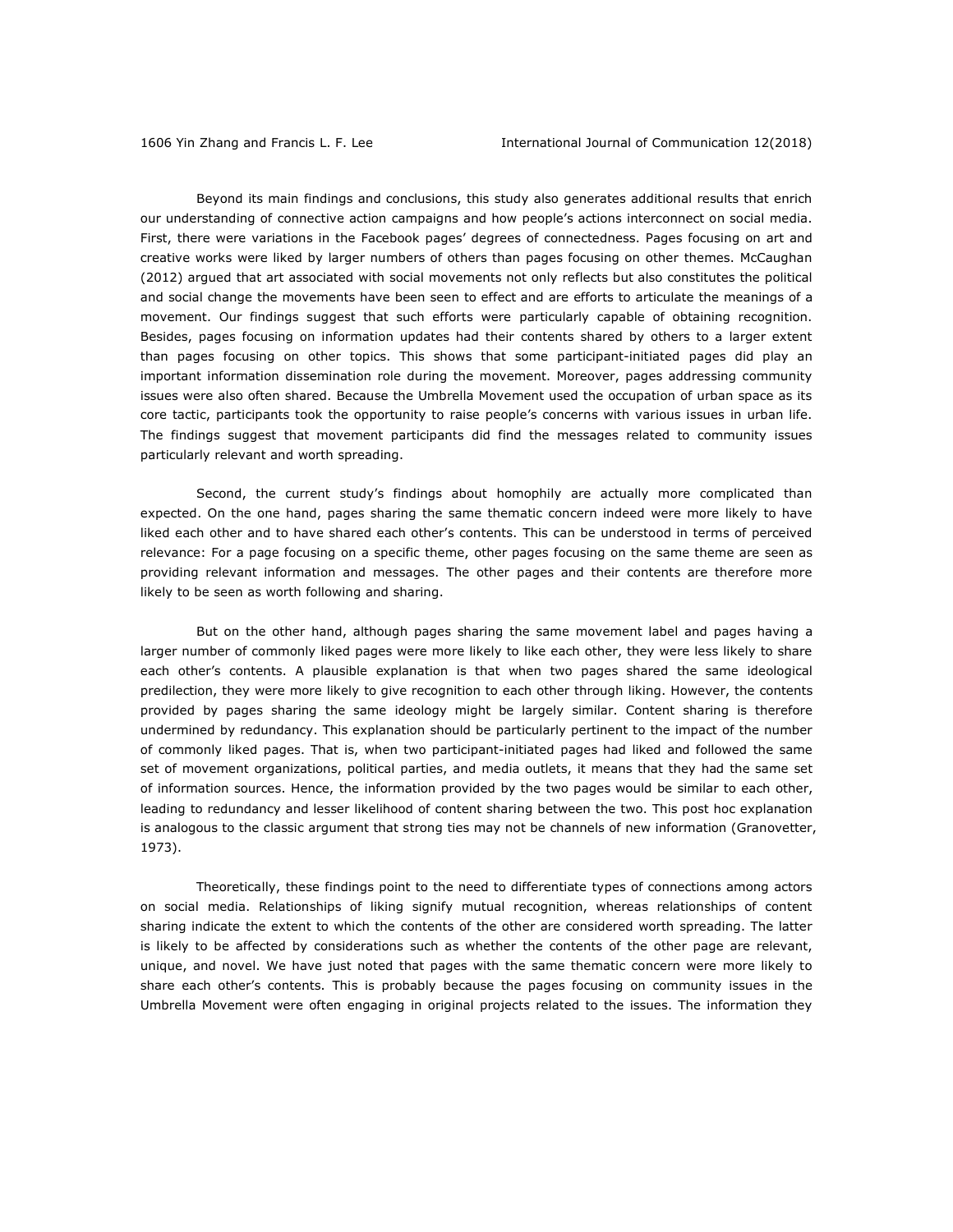Beyond its main findings and conclusions, this study also generates additional results that enrich our understanding of connective action campaigns and how people's actions interconnect on social media. First, there were variations in the Facebook pages' degrees of connectedness. Pages focusing on art and creative works were liked by larger numbers of others than pages focusing on other themes. McCaughan (2012) argued that art associated with social movements not only reflects but also constitutes the political and social change the movements have been seen to effect and are efforts to articulate the meanings of a movement. Our findings suggest that such efforts were particularly capable of obtaining recognition. Besides, pages focusing on information updates had their contents shared by others to a larger extent than pages focusing on other topics. This shows that some participant-initiated pages did play an important information dissemination role during the movement. Moreover, pages addressing community issues were also often shared. Because the Umbrella Movement used the occupation of urban space as its core tactic, participants took the opportunity to raise people's concerns with various issues in urban life. The findings suggest that movement participants did find the messages related to community issues particularly relevant and worth spreading.

Second, the current study's findings about homophily are actually more complicated than expected. On the one hand, pages sharing the same thematic concern indeed were more likely to have liked each other and to have shared each other's contents. This can be understood in terms of perceived relevance: For a page focusing on a specific theme, other pages focusing on the same theme are seen as providing relevant information and messages. The other pages and their contents are therefore more likely to be seen as worth following and sharing.

But on the other hand, although pages sharing the same movement label and pages having a larger number of commonly liked pages were more likely to like each other, they were less likely to share each other's contents. A plausible explanation is that when two pages shared the same ideological predilection, they were more likely to give recognition to each other through liking. However, the contents provided by pages sharing the same ideology might be largely similar. Content sharing is therefore undermined by redundancy. This explanation should be particularly pertinent to the impact of the number of commonly liked pages. That is, when two participant-initiated pages had liked and followed the same set of movement organizations, political parties, and media outlets, it means that they had the same set of information sources. Hence, the information provided by the two pages would be similar to each other, leading to redundancy and lesser likelihood of content sharing between the two. This post hoc explanation is analogous to the classic argument that strong ties may not be channels of new information (Granovetter, 1973).

Theoretically, these findings point to the need to differentiate types of connections among actors on social media. Relationships of liking signify mutual recognition, whereas relationships of content sharing indicate the extent to which the contents of the other are considered worth spreading. The latter is likely to be affected by considerations such as whether the contents of the other page are relevant, unique, and novel. We have just noted that pages with the same thematic concern were more likely to share each other's contents. This is probably because the pages focusing on community issues in the Umbrella Movement were often engaging in original projects related to the issues. The information they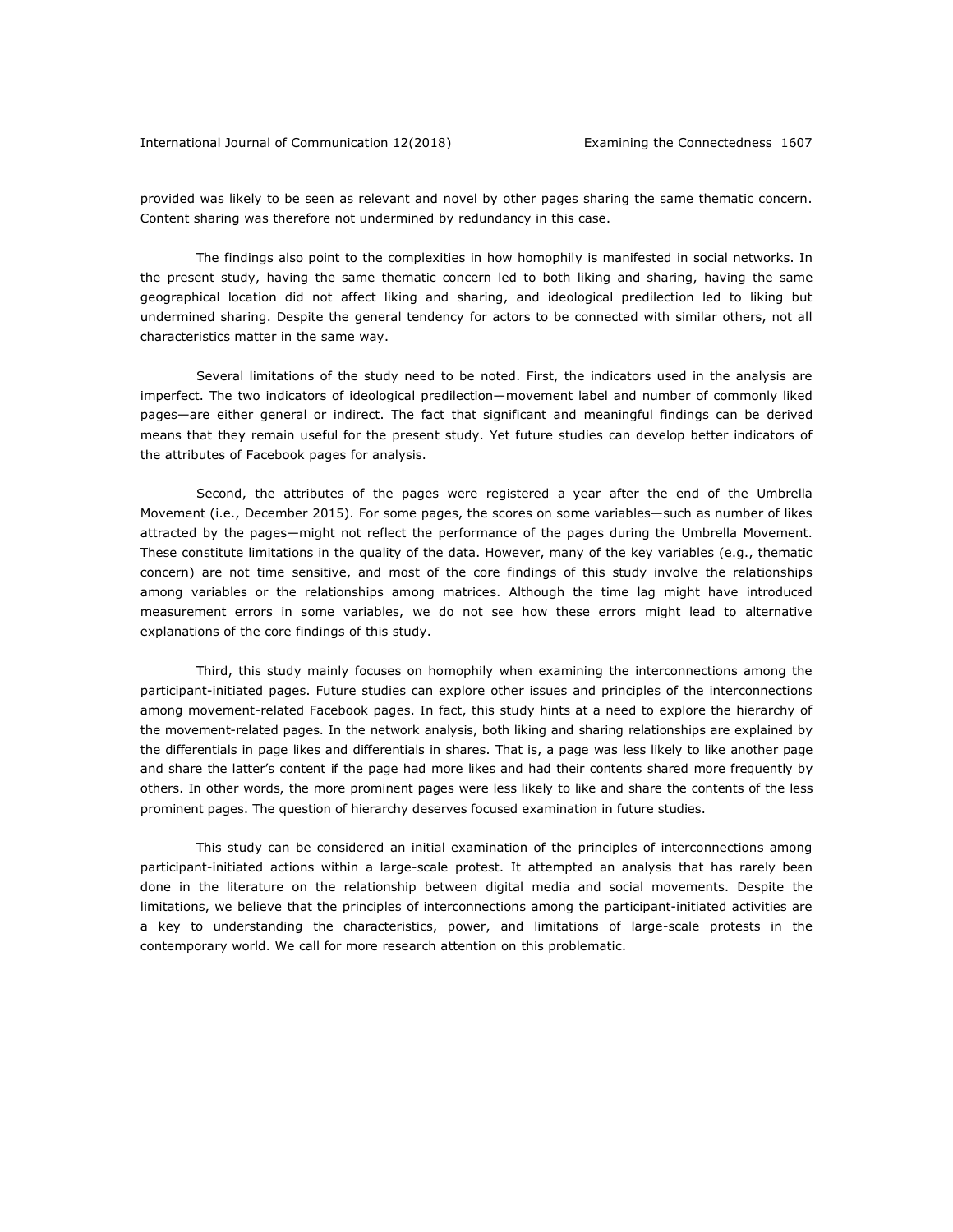provided was likely to be seen as relevant and novel by other pages sharing the same thematic concern. Content sharing was therefore not undermined by redundancy in this case.

The findings also point to the complexities in how homophily is manifested in social networks. In the present study, having the same thematic concern led to both liking and sharing, having the same geographical location did not affect liking and sharing, and ideological predilection led to liking but undermined sharing. Despite the general tendency for actors to be connected with similar others, not all characteristics matter in the same way.

Several limitations of the study need to be noted. First, the indicators used in the analysis are imperfect. The two indicators of ideological predilection—movement label and number of commonly liked pages—are either general or indirect. The fact that significant and meaningful findings can be derived means that they remain useful for the present study. Yet future studies can develop better indicators of the attributes of Facebook pages for analysis.

Second, the attributes of the pages were registered a year after the end of the Umbrella Movement (i.e., December 2015). For some pages, the scores on some variables—such as number of likes attracted by the pages—might not reflect the performance of the pages during the Umbrella Movement. These constitute limitations in the quality of the data. However, many of the key variables (e.g., thematic concern) are not time sensitive, and most of the core findings of this study involve the relationships among variables or the relationships among matrices. Although the time lag might have introduced measurement errors in some variables, we do not see how these errors might lead to alternative explanations of the core findings of this study.

Third, this study mainly focuses on homophily when examining the interconnections among the participant-initiated pages. Future studies can explore other issues and principles of the interconnections among movement-related Facebook pages. In fact, this study hints at a need to explore the hierarchy of the movement-related pages. In the network analysis, both liking and sharing relationships are explained by the differentials in page likes and differentials in shares. That is, a page was less likely to like another page and share the latter's content if the page had more likes and had their contents shared more frequently by others. In other words, the more prominent pages were less likely to like and share the contents of the less prominent pages. The question of hierarchy deserves focused examination in future studies.

This study can be considered an initial examination of the principles of interconnections among participant-initiated actions within a large-scale protest. It attempted an analysis that has rarely been done in the literature on the relationship between digital media and social movements. Despite the limitations, we believe that the principles of interconnections among the participant-initiated activities are a key to understanding the characteristics, power, and limitations of large-scale protests in the contemporary world. We call for more research attention on this problematic.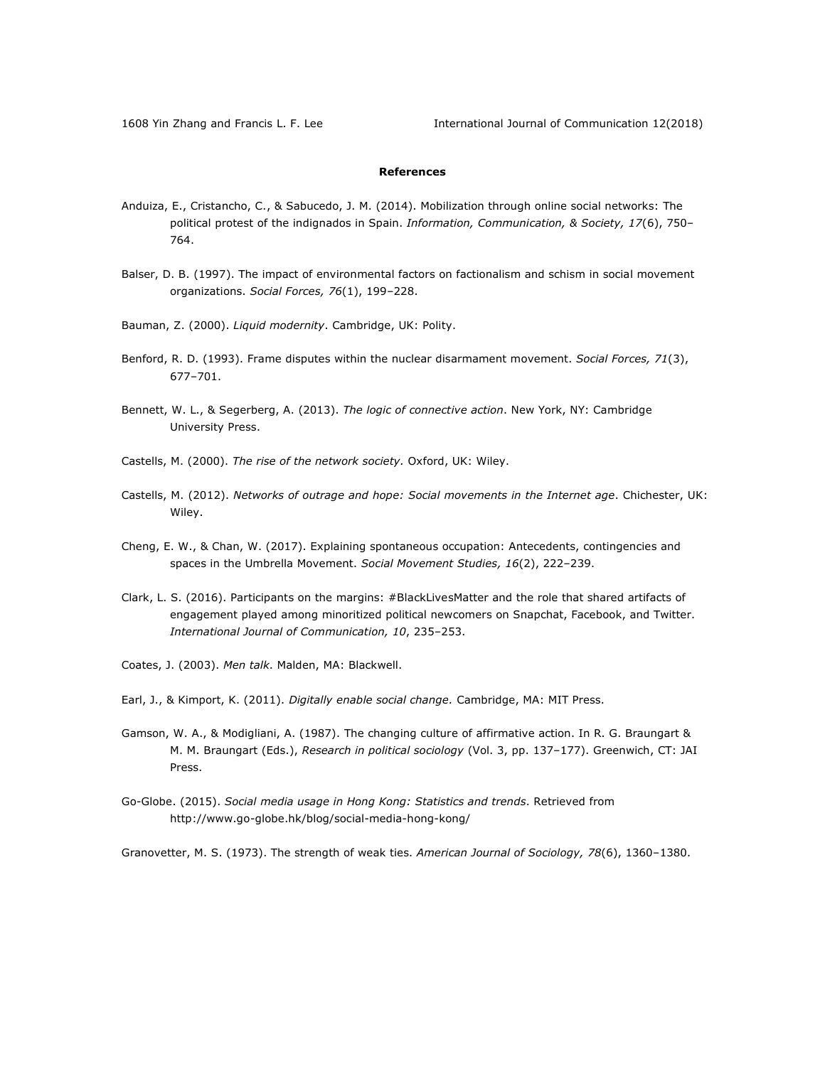## References

Anduiza, E., Cristancho, C., & Sabucedo, J. M. (2014). Mobilization through online social networks: The political protest of the indignados in Spain. *Information, Communication, & Society, 17*(6), 750–764.

Balser, D. B. (1997). The impact of environmental factors on factionalism and schism in social movement organizations. *Social Forces, 76*(1), 199–228.

Bauman, Z. (2000). *Liquid modernity*. Cambridge, UK: Polity.

Benford, R. D. (1993). Frame disputes within the nuclear disarmament movement. *Social Forces, 71*(3), 677–701.

Bennett, W. L., & Segerberg, A. (2013). *The logic of connective action*. New York, NY: Cambridge University Press.

Castells, M. (2000). *The rise of the network society*. Oxford, UK: Wiley.

Castells, M. (2012). *Networks of outrage and hope: Social movements in the Internet age*. Chichester, UK: Wiley.

Cheng, E. W., & Chan, W. (2017). Explaining spontaneous occupation: Antecedents, contingencies and spaces in the Umbrella Movement. *Social Movement Studies, 16*(2), 222–239.

Clark, L. S. (2016). Participants on the margins: #BlackLivesMatter and the role that shared artifacts of engagement played among minoritized political newcomers on Snapchat, Facebook, and Twitter. *International Journal of Communication, 10*, 235–253.

Coates, J. (2003). *Men talk*. Malden, MA: Blackwell.

Earl, J., & Kimport, K. (2011). *Digitally enable social change.* Cambridge, MA: MIT Press.

Gamson, W. A., & Modigliani, A. (1987). The changing culture of affirmative action. In R. G. Braungart & M. M. Braungart (Eds.), *Research in political sociology* (Vol. 3, pp. 137–177). Greenwich, CT: JAI Press.

Go-Globe. (2015). *Social media usage in Hong Kong: Statistics and trends*. Retrieved from http://www.go-globe.hk/blog/social-media-hong-kong/

Granovetter, M. S. (1973). The strength of weak ties. *American Journal of Sociology, 78*(6), 1360–1380.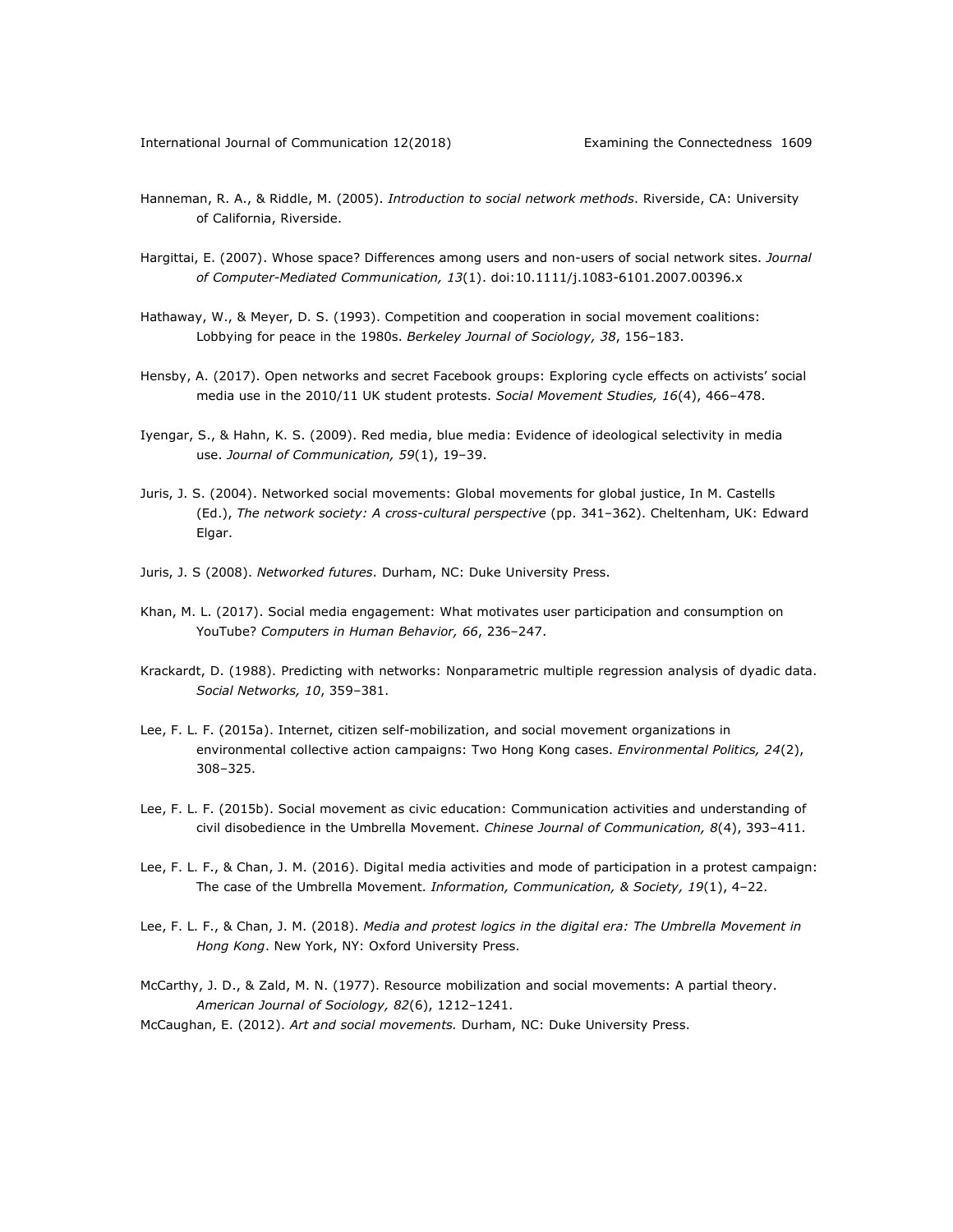Hanneman, R. A., & Riddle, M. (2005). *Introduction to social network methods*. Riverside, CA: University of California, Riverside.

Hargittai, E. (2007). Whose space? Differences among users and non-users of social network sites. *Journal of Computer-Mediated Communication, 13*(1). doi:10.1111/j.1083-6101.2007.00396.x

Hathaway, W., & Meyer, D. S. (1993). Competition and cooperation in social movement coalitions: Lobbying for peace in the 1980s. *Berkeley Journal of Sociology, 38*, 156–183.

Hensby, A. (2017). Open networks and secret Facebook groups: Exploring cycle effects on activists' social media use in the 2010/11 UK student protests. *Social Movement Studies, 16*(4), 466–478.

Iyengar, S., & Hahn, K. S. (2009). Red media, blue media: Evidence of ideological selectivity in media use. *Journal of Communication, 59*(1), 19–39.

Juris, J. S. (2004). Networked social movements: Global movements for global justice, In M. Castells (Ed.), *The network society: A cross-cultural perspective* (pp. 341–362). Cheltenham, UK: Edward Elgar.

Juris, J. S (2008). *Networked futures*. Durham, NC: Duke University Press.

Khan, M. L. (2017). Social media engagement: What motivates user participation and consumption on YouTube? *Computers in Human Behavior, 66*, 236–247.

Krackardt, D. (1988). Predicting with networks: Nonparametric multiple regression analysis of dyadic data. *Social Networks, 10*, 359–381.

Lee, F. L. F. (2015a). Internet, citizen self-mobilization, and social movement organizations in environmental collective action campaigns: Two Hong Kong cases. *Environmental Politics, 24*(2), 308–325.

Lee, F. L. F. (2015b). Social movement as civic education: Communication activities and understanding of civil disobedience in the Umbrella Movement. *Chinese Journal of Communication, 8*(4), 393–411.

Lee, F. L. F., & Chan, J. M. (2016). Digital media activities and mode of participation in a protest campaign: The case of the Umbrella Movement. *Information, Communication, & Society, 19*(1), 4–22.

Lee, F. L. F., & Chan, J. M. (2018). *Media and protest logics in the digital era: The Umbrella Movement in Hong Kong*. New York, NY: Oxford University Press.

McCarthy, J. D., & Zald, M. N. (1977). Resource mobilization and social movements: A partial theory. *American Journal of Sociology, 82*(6), 1212–1241.

McCaughan, E. (2012). *Art and social movements.* Durham, NC: Duke University Press.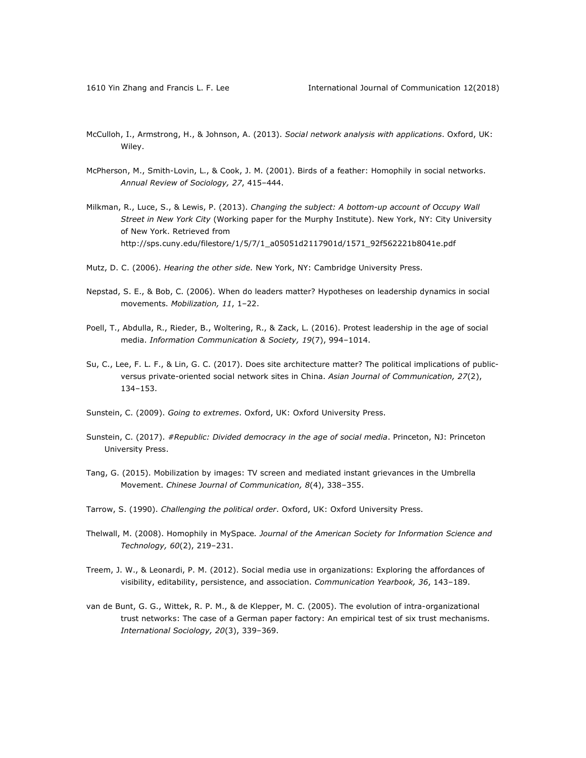McCulloh, I., Armstrong, H., & Johnson, A. (2013). *Social network analysis with applications*. Oxford, UK: Wiley.

McPherson, M., Smith-Lovin, L., & Cook, J. M. (2001). Birds of a feather: Homophily in social networks. *Annual Review of Sociology, 27*, 415–444.

Milkman, R., Luce, S., & Lewis, P. (2013). *Changing the subject: A bottom-up account of Occupy Wall Street in New York City* (Working paper for the Murphy Institute). New York, NY: City University of New York. Retrieved from http://sps.cuny.edu/filestore/1/5/7/1_a05051d2117901d/1571_92f562221b8041e.pdf

Mutz, D. C. (2006). *Hearing the other side.* New York, NY: Cambridge University Press.

Nepstad, S. E., & Bob, C. (2006). When do leaders matter? Hypotheses on leadership dynamics in social movements. *Mobilization, 11*, 1–22.

Poell, T., Abdulla, R., Rieder, B., Woltering, R., & Zack, L. (2016). Protest leadership in the age of social media. *Information Communication & Society, 19*(7), 994–1014.

Su, C., Lee, F. L. F., & Lin, G. C. (2017). Does site architecture matter? The political implications of public- versus private-oriented social network sites in China. *Asian Journal of Communication, 27*(2), 134–153.

Sunstein, C. (2009). *Going to extremes*. Oxford, UK: Oxford University Press.

Sunstein, C. (2017). *#Republic: Divided democracy in the age of social media*. Princeton, NJ: Princeton University Press.

Tang, G. (2015). Mobilization by images: TV screen and mediated instant grievances in the Umbrella Movement. *Chinese Journal of Communication, 8*(4), 338–355.

Tarrow, S. (1990). *Challenging the political order*. Oxford, UK: Oxford University Press.

Thelwall, M. (2008). Homophily in MySpace*. Journal of the American Society for Information Science and Technology, 60*(2), 219–231.

Treem, J. W., & Leonardi, P. M. (2012). Social media use in organizations: Exploring the affordances of visibility, editability, persistence, and association. *Communication Yearbook, 36*, 143–189.

van de Bunt, G. G., Wittek, R. P. M., & de Klepper, M. C. (2005). The evolution of intra-organizational trust networks: The case of a German paper factory: An empirical test of six trust mechanisms. *International Sociology, 20*(3), 339–369.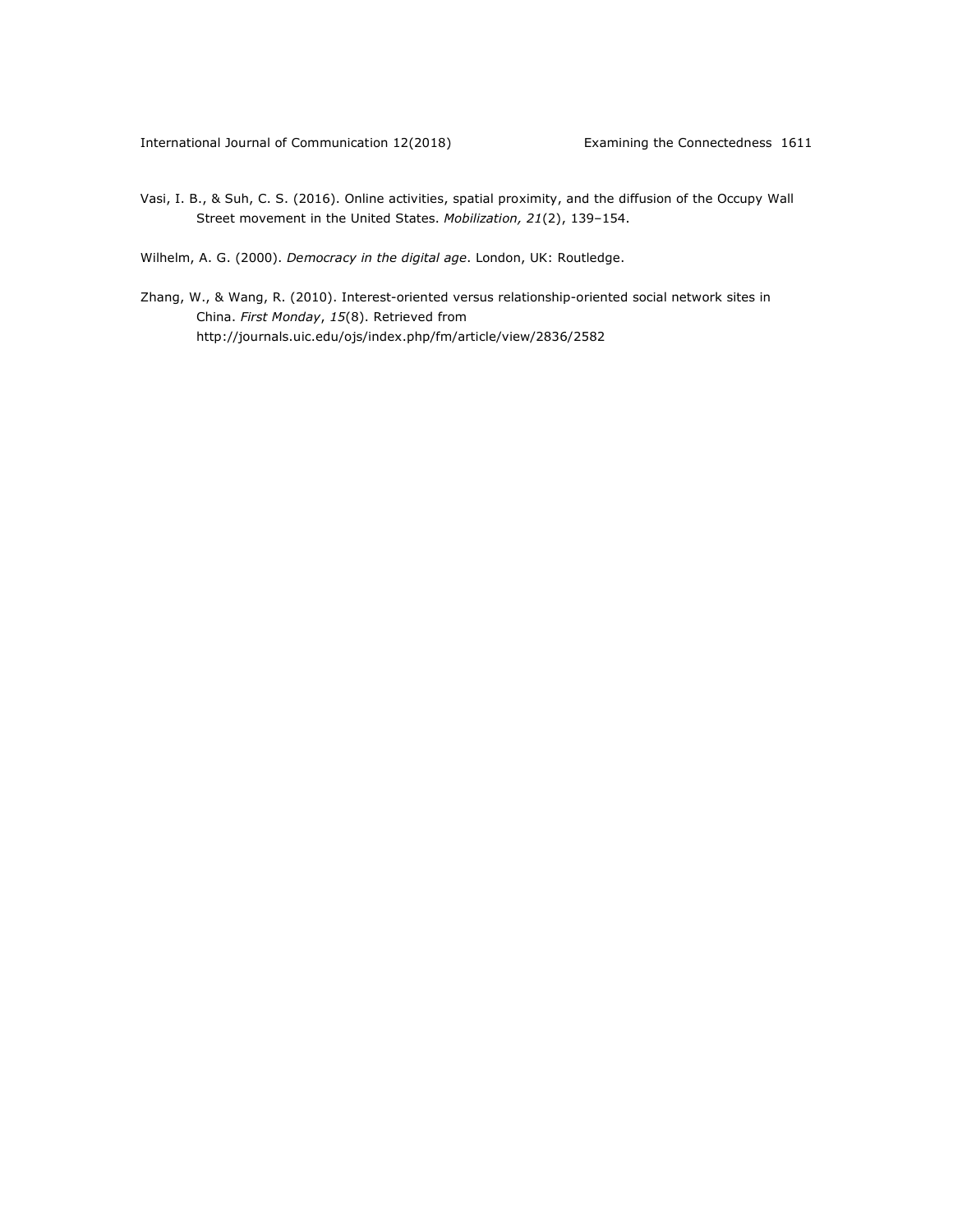Vasi, I. B., & Suh, C. S. (2016). Online activities, spatial proximity, and the diffusion of the Occupy Wall Street movement in the United States. *Mobilization, 21*(2), 139–154.

Wilhelm, A. G. (2000). *Democracy in the digital age*. London, UK: Routledge.

Zhang, W., & Wang, R. (2010). Interest-oriented versus relationship-oriented social network sites in China. *First Monday*, *15*(8). Retrieved from http://journals.uic.edu/ojs/index.php/fm/article/view/2836/2582